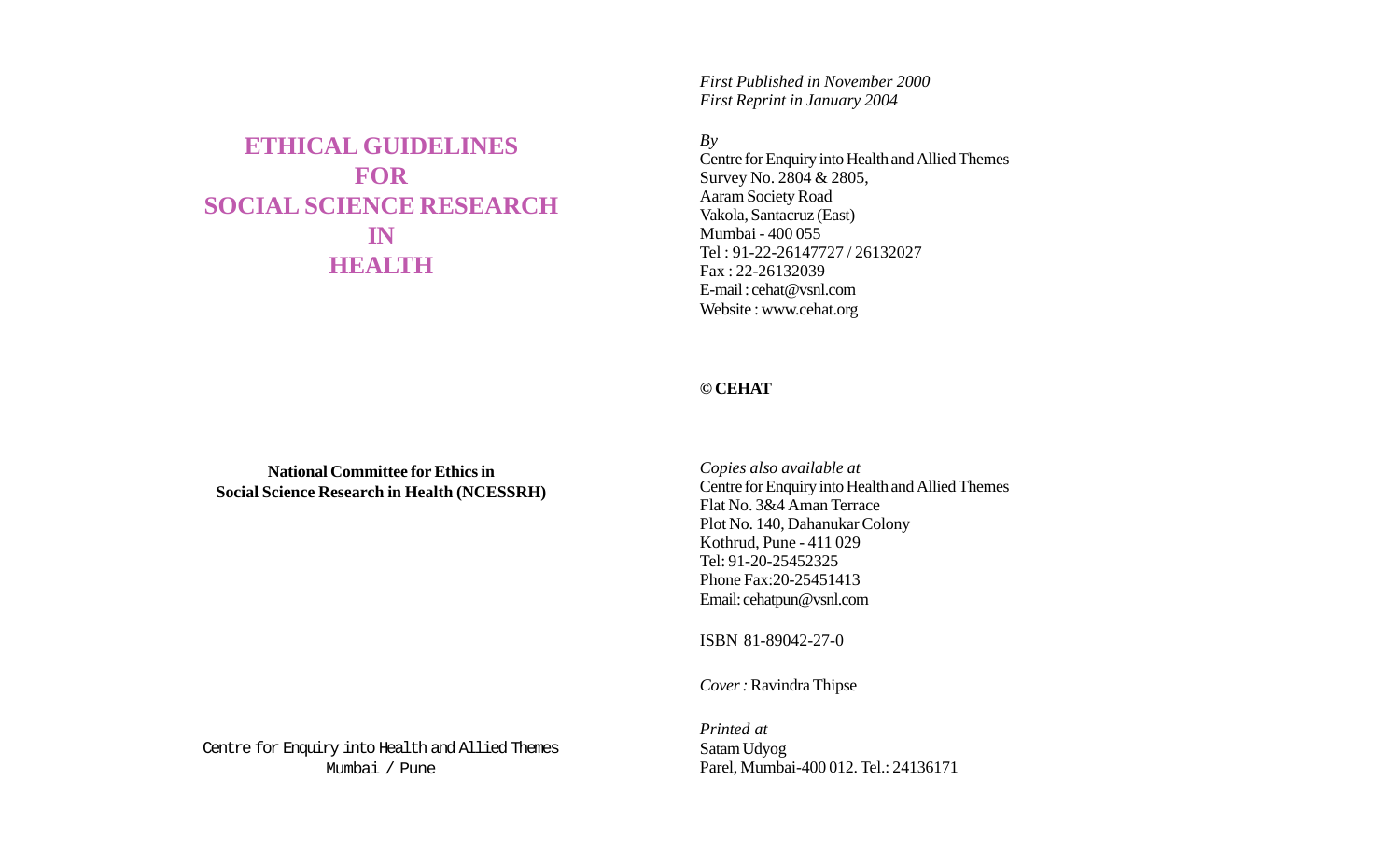# ETHICAL GUIDELINES FOR SOCIAL SCIENCE RESEARCH IN HEALTH

**National Committee for Ethics in Social Science Research in Health (NCESSRH)**

Centre for Enquiry into Health and Allied Themes
Mumbai / Pune

*First Published in November 2000*
*First Reprint in January 2004*

*By*
Centre for Enquiry into Health and Allied Themes
Survey No. 2804 & 2805,
Aaram Society Road
Vakola, Santacruz (East)
Mumbai - 400 055
Tel : 91-22-26147727 / 26132027
Fax : 22-26132039
E-mail : cehat@vsnl.com
Website : www.cehat.org

**© CEHAT**

*Copies also available at*
Centre for Enquiry into Health and Allied Themes
Flat No. 3&4 Aman Terrace
Plot No. 140, Dahanukar Colony
Kothrud, Pune - 411 029
Tel: 91-20-25452325
Phone Fax:20-25451413
Email: cehatpun@vsnl.com

ISBN 81-89042-27-0

*Cover :* Ravindra Thipse

*Printed at*
Satam Udyog
Parel, Mumbai-400 012. Tel.: 24136171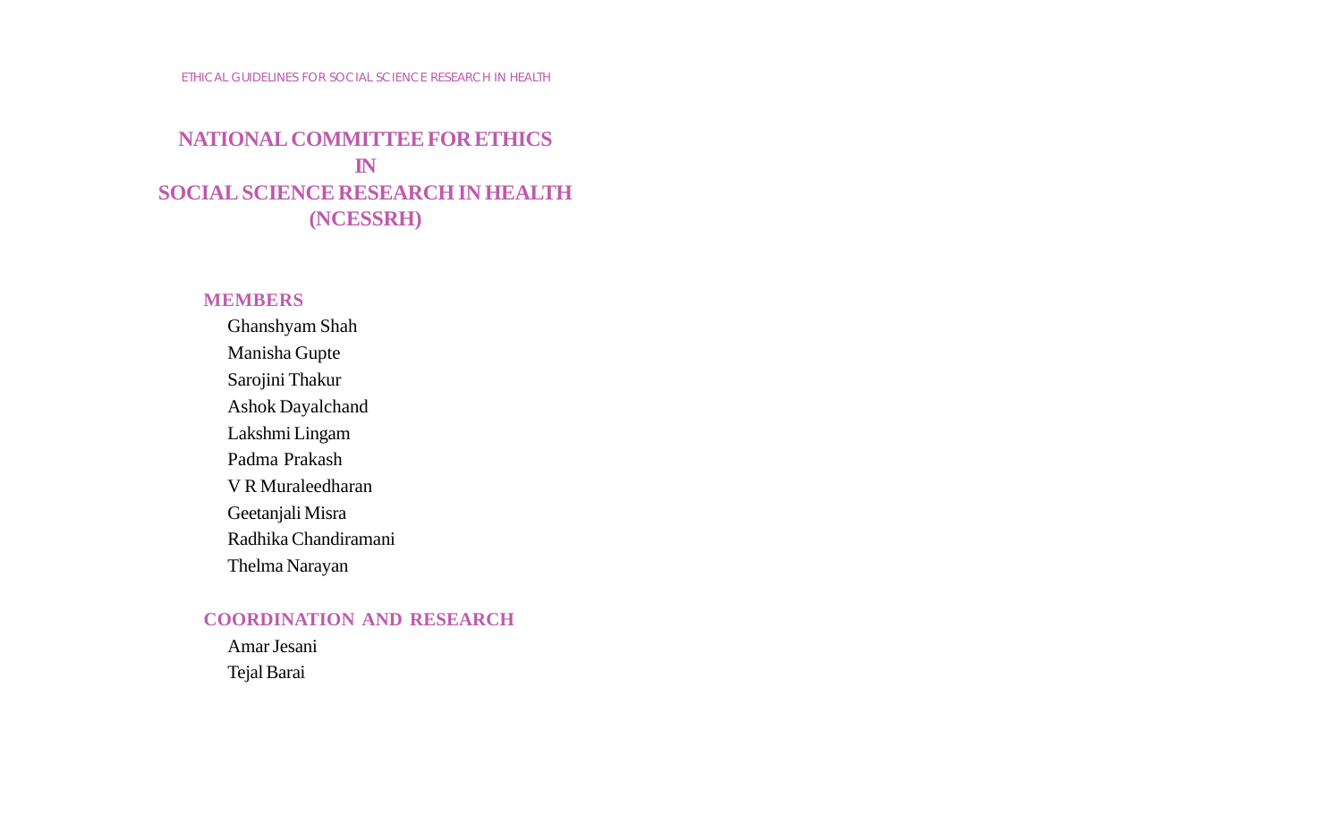# NATIONAL COMMITTEE FOR ETHICS IN SOCIAL SCIENCE RESEARCH IN HEALTH (NCESSRH)

## MEMBERS

Ghanshyam Shah
Manisha Gupte
Sarojini Thakur
Ashok Dayalchand
Lakshmi Lingam
Padma Prakash
V R Muraleedharan
Geetanjali Misra
Radhika Chandiramani
Thelma Narayan

## COORDINATION AND RESEARCH

Amar Jesani
Tejal Barai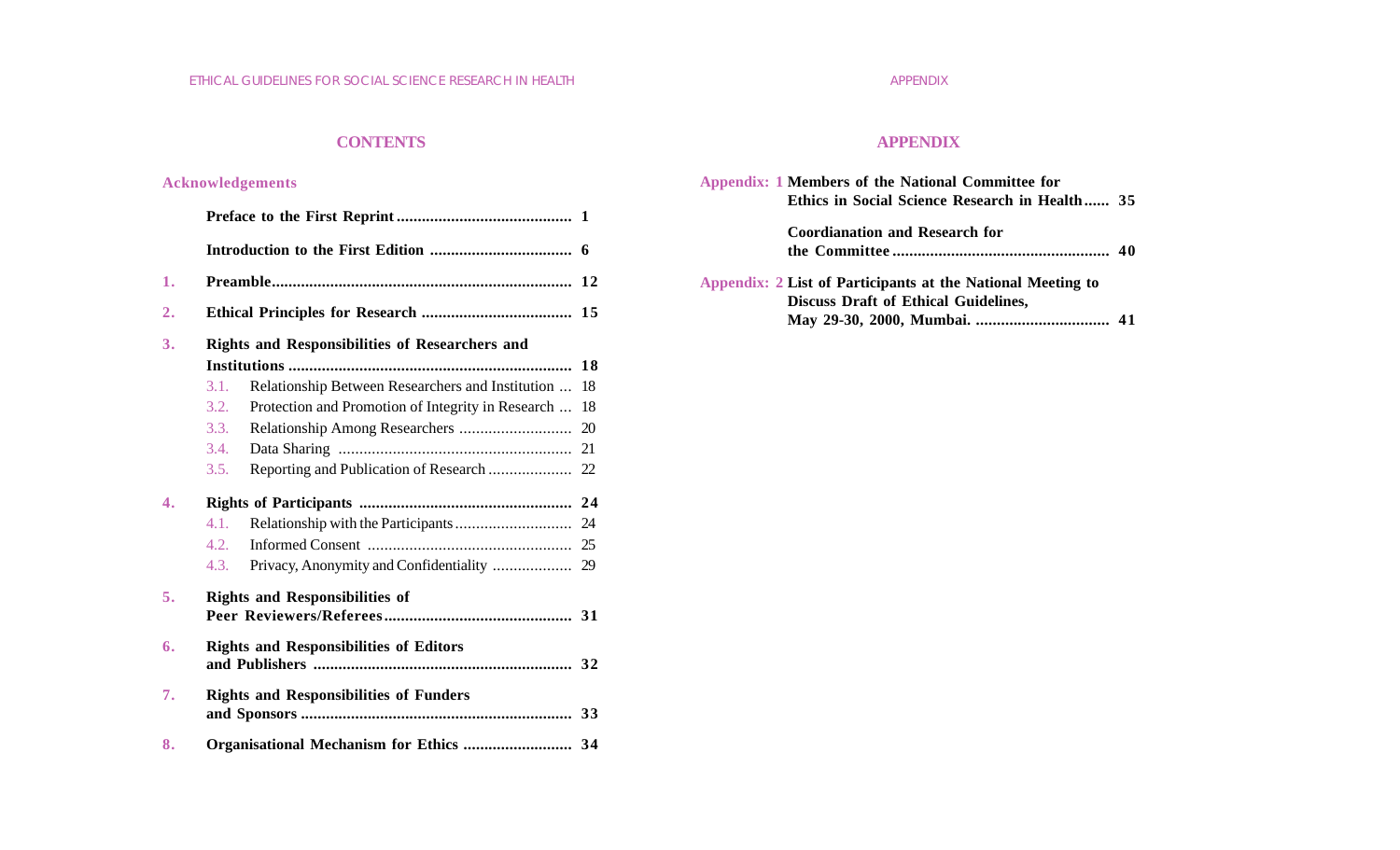## CONTENTS

**Acknowledgements**

- **Preface to the First Reprint** ........ 1
- **Introduction to the First Edition** ........ 6
- **1. Preamble** ........ 12
- **2. Ethical Principles for Research** ........ 15
- **3. Rights and Responsibilities of Researchers and Institutions** ........ 18
  - 3.1. Relationship Between Researchers and Institution ... 18
  - 3.2. Protection and Promotion of Integrity in Research ... 18
  - 3.3. Relationship Among Researchers ........ 20
  - 3.4. Data Sharing ........ 21
  - 3.5. Reporting and Publication of Research ........ 22
- **4. Rights of Participants** ........ 24
  - 4.1. Relationship with the Participants ........ 24
  - 4.2. Informed Consent ........ 25
  - 4.3. Privacy, Anonymity and Confidentiality ........ 29
- **5. Rights and Responsibilities of Peer Reviewers/Referees** ........ 31
- **6. Rights and Responsibilities of Editors and Publishers** ........ 32
- **7. Rights and Responsibilities of Funders and Sponsors** ........ 33
- **8. Organisational Mechanism for Ethics** ........ 34

## APPENDIX

- **Appendix: 1 Members of the National Committee for Ethics in Social Science Research in Health** ...... 35
  - **Coordianation and Research for the Committee** ........ 40
- **Appendix: 2 List of Participants at the National Meeting to Discuss Draft of Ethical Guidelines, May 29-30, 2000, Mumbai.** ........ 41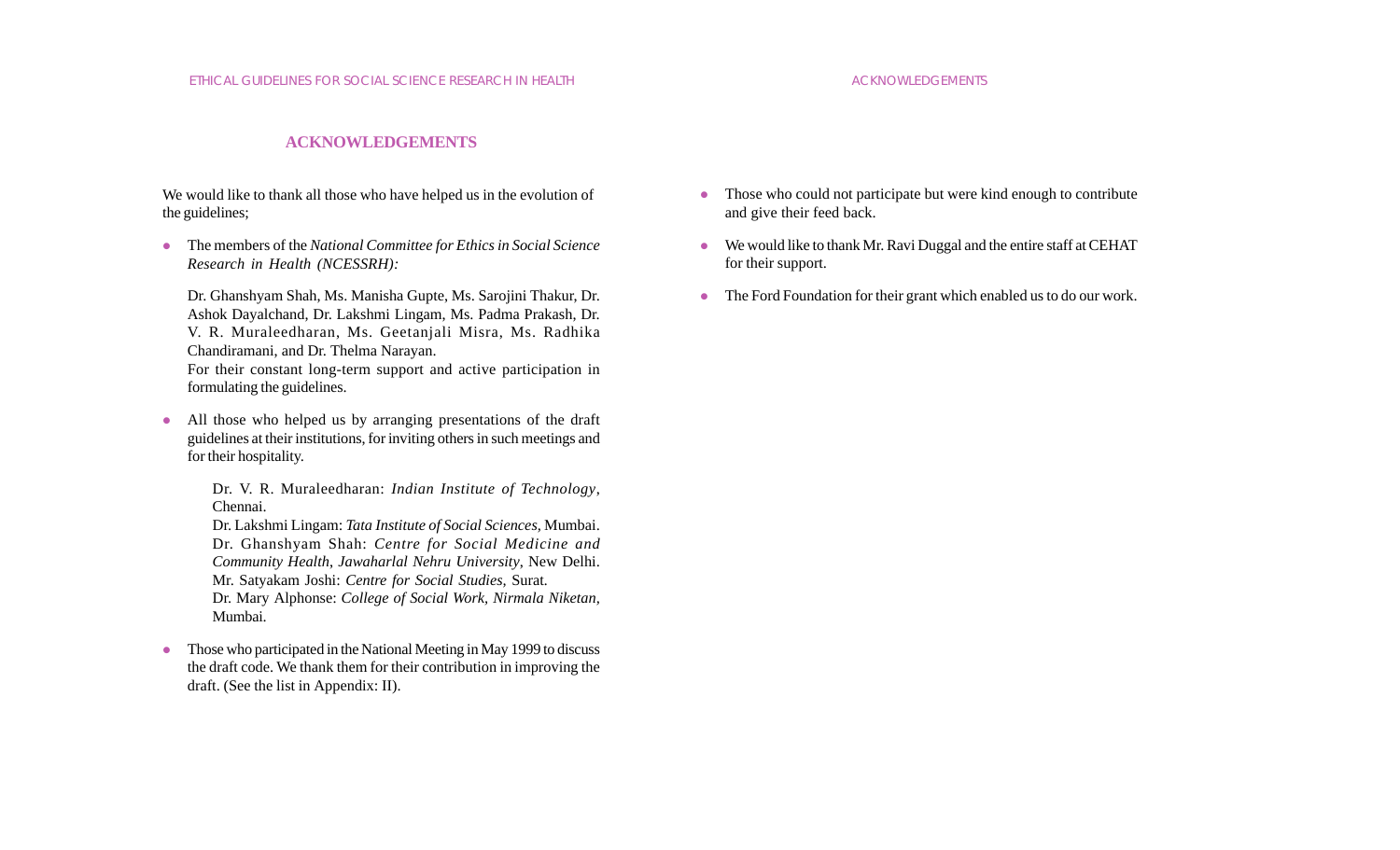## ACKNOWLEDGEMENTS

We would like to thank all those who have helped us in the evolution of the guidelines;

- The members of the *National Committee for Ethics in Social Science Research in Health (NCESSRH):*

  Dr. Ghanshyam Shah, Ms. Manisha Gupte, Ms. Sarojini Thakur, Dr. Ashok Dayalchand, Dr. Lakshmi Lingam, Ms. Padma Prakash, Dr. V. R. Muraleedharan, Ms. Geetanjali Misra, Ms. Radhika Chandiramani, and Dr. Thelma Narayan.
  For their constant long-term support and active participation in formulating the guidelines.

- All those who helped us by arranging presentations of the draft guidelines at their institutions, for inviting others in such meetings and for their hospitality.

  Dr. V. R. Muraleedharan: *Indian Institute of Technology*, Chennai.
  Dr. Lakshmi Lingam: *Tata Institute of Social Sciences,* Mumbai.
  Dr. Ghanshyam Shah: *Centre for Social Medicine and Community Health*, *Jawaharlal Nehru University*, New Delhi.
  Mr. Satyakam Joshi: *Centre for Social Studies,* Surat.
  Dr. Mary Alphonse: *College of Social Work, Nirmala Niketan,* Mumbai.

- Those who participated in the National Meeting in May 1999 to discuss the draft code. We thank them for their contribution in improving the draft. (See the list in Appendix: II).

- Those who could not participate but were kind enough to contribute and give their feed back.

- We would like to thank Mr. Ravi Duggal and the entire staff at CEHAT for their support.

- The Ford Foundation for their grant which enabled us to do our work.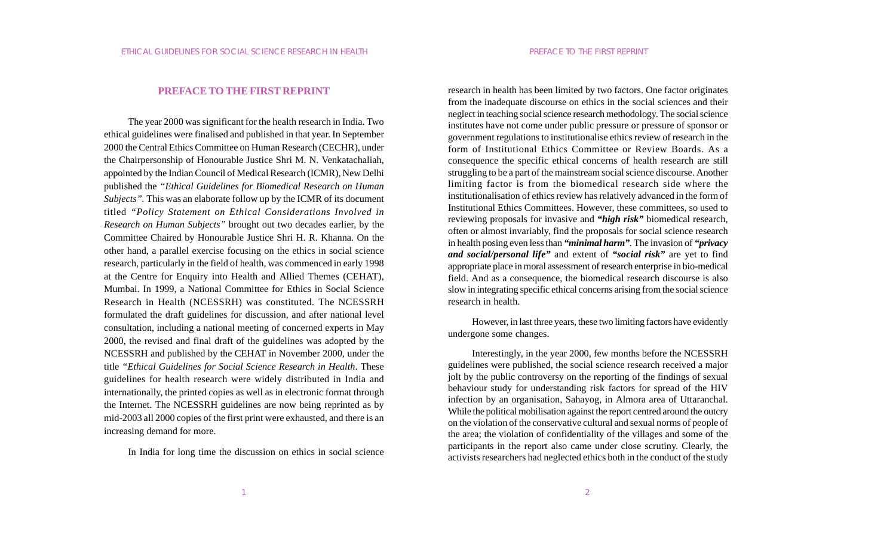## PREFACE TO THE FIRST REPRINT

The year 2000 was significant for the health research in India. Two ethical guidelines were finalised and published in that year. In September 2000 the Central Ethics Committee on Human Research (CECHR), under the Chairpersonship of Honourable Justice Shri M. N. Venkatachaliah, appointed by the Indian Council of Medical Research (ICMR), New Delhi published the *"Ethical Guidelines for Biomedical Research on Human Subjects"*. This was an elaborate follow up by the ICMR of its document titled *"Policy Statement on Ethical Considerations Involved in Research on Human Subjects"* brought out two decades earlier, by the Committee Chaired by Honourable Justice Shri H. R. Khanna. On the other hand, a parallel exercise focusing on the ethics in social science research, particularly in the field of health, was commenced in early 1998 at the Centre for Enquiry into Health and Allied Themes (CEHAT), Mumbai. In 1999, a National Committee for Ethics in Social Science Research in Health (NCESSRH) was constituted. The NCESSRH formulated the draft guidelines for discussion, and after national level consultation, including a national meeting of concerned experts in May 2000, the revised and final draft of the guidelines was adopted by the NCESSRH and published by the CEHAT in November 2000, under the title *"Ethical Guidelines for Social Science Research in Health*. These guidelines for health research were widely distributed in India and internationally, the printed copies as well as in electronic format through the Internet. The NCESSRH guidelines are now being reprinted as by mid-2003 all 2000 copies of the first print were exhausted, and there is an increasing demand for more.

In India for long time the discussion on ethics in social science research in health has been limited by two factors. One factor originates from the inadequate discourse on ethics in the social sciences and their neglect in teaching social science research methodology. The social science institutes have not come under public pressure or pressure of sponsor or government regulations to institutionalise ethics review of research in the form of Institutional Ethics Committee or Review Boards. As a consequence the specific ethical concerns of health research are still struggling to be a part of the mainstream social science discourse. Another limiting factor is from the biomedical research side where the institutionalisation of ethics review has relatively advanced in the form of Institutional Ethics Committees. However, these committees, so used to reviewing proposals for invasive and ***"high risk"*** biomedical research, often or almost invariably, find the proposals for social science research in health posing even less than ***"minimal harm"***. The invasion of ***"privacy and social/personal life"*** and extent of ***"social risk"*** are yet to find appropriate place in moral assessment of research enterprise in bio-medical field. And as a consequence, the biomedical research discourse is also slow in integrating specific ethical concerns arising from the social science research in health.

However, in last three years, these two limiting factors have evidently undergone some changes.

Interestingly, in the year 2000, few months before the NCESSRH guidelines were published, the social science research received a major jolt by the public controversy on the reporting of the findings of sexual behaviour study for understanding risk factors for spread of the HIV infection by an organisation, Sahayog, in Almora area of Uttaranchal. While the political mobilisation against the report centred around the outcry on the violation of the conservative cultural and sexual norms of people of the area; the violation of confidentiality of the villages and some of the participants in the report also came under close scrutiny. Clearly, the activists researchers had neglected ethics both in the conduct of the study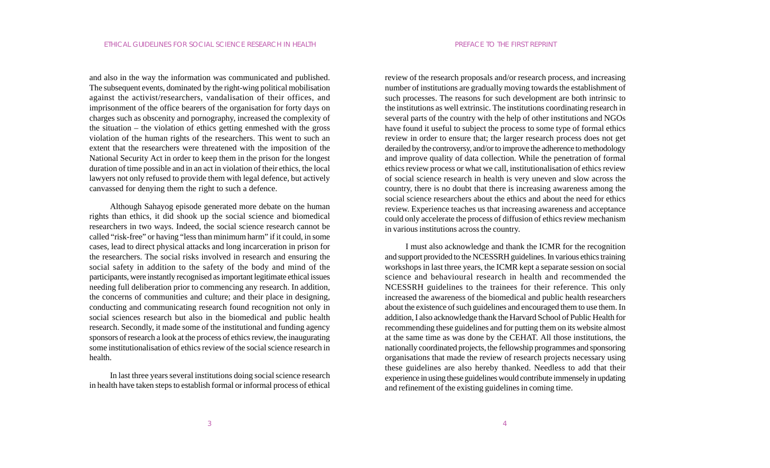and also in the way the information was communicated and published. The subsequent events, dominated by the right-wing political mobilisation against the activist/researchers, vandalisation of their offices, and imprisonment of the office bearers of the organisation for forty days on charges such as obscenity and pornography, increased the complexity of the situation – the violation of ethics getting enmeshed with the gross violation of the human rights of the researchers. This went to such an extent that the researchers were threatened with the imposition of the National Security Act in order to keep them in the prison for the longest duration of time possible and in an act in violation of their ethics, the local lawyers not only refused to provide them with legal defence, but actively canvassed for denying them the right to such a defence.

Although Sahayog episode generated more debate on the human rights than ethics, it did shook up the social science and biomedical researchers in two ways. Indeed, the social science research cannot be called "risk-free" or having "less than minimum harm" if it could, in some cases, lead to direct physical attacks and long incarceration in prison for the researchers. The social risks involved in research and ensuring the social safety in addition to the safety of the body and mind of the participants, were instantly recognised as important legitimate ethical issues needing full deliberation prior to commencing any research. In addition, the concerns of communities and culture; and their place in designing, conducting and communicating research found recognition not only in social sciences research but also in the biomedical and public health research. Secondly, it made some of the institutional and funding agency sponsors of research a look at the process of ethics review, the inaugurating some institutionalisation of ethics review of the social science research in health.

In last three years several institutions doing social science research in health have taken steps to establish formal or informal process of ethical review of the research proposals and/or research process, and increasing number of institutions are gradually moving towards the establishment of such processes. The reasons for such development are both intrinsic to the institutions as well extrinsic. The institutions coordinating research in several parts of the country with the help of other institutions and NGOs have found it useful to subject the process to some type of formal ethics review in order to ensure that; the larger research process does not get derailed by the controversy, and/or to improve the adherence to methodology and improve quality of data collection. While the penetration of formal ethics review process or what we call, institutionalisation of ethics review of social science research in health is very uneven and slow across the country, there is no doubt that there is increasing awareness among the social science researchers about the ethics and about the need for ethics review. Experience teaches us that increasing awareness and acceptance could only accelerate the process of diffusion of ethics review mechanism in various institutions across the country.

I must also acknowledge and thank the ICMR for the recognition and support provided to the NCESSRH guidelines. In various ethics training workshops in last three years, the ICMR kept a separate session on social science and behavioural research in health and recommended the NCESSRH guidelines to the trainees for their reference. This only increased the awareness of the biomedical and public health researchers about the existence of such guidelines and encouraged them to use them. In addition, I also acknowledge thank the Harvard School of Public Health for recommending these guidelines and for putting them on its website almost at the same time as was done by the CEHAT. All those institutions, the nationally coordinated projects, the fellowship programmes and sponsoring organisations that made the review of research projects necessary using these guidelines are also hereby thanked. Needless to add that their experience in using these guidelines would contribute immensely in updating and refinement of the existing guidelines in coming time.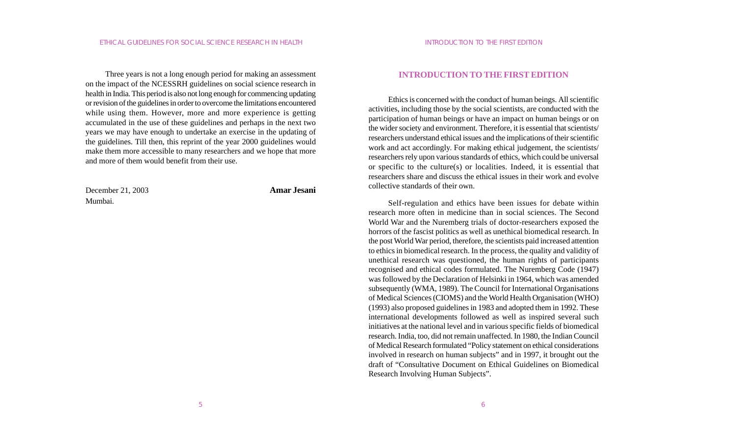Three years is not a long enough period for making an assessment on the impact of the NCESSRH guidelines on social science research in health in India. This period is also not long enough for commencing updating or revision of the guidelines in order to overcome the limitations encountered while using them. However, more and more experience is getting accumulated in the use of these guidelines and perhaps in the next two years we may have enough to undertake an exercise in the updating of the guidelines. Till then, this reprint of the year 2000 guidelines would make them more accessible to many researchers and we hope that more and more of them would benefit from their use.

December 21, 2003 **Amar Jesani**
Mumbai.

## INTRODUCTION TO THE FIRST EDITION

Ethics is concerned with the conduct of human beings. All scientific activities, including those by the social scientists, are conducted with the participation of human beings or have an impact on human beings or on the wider society and environment. Therefore, it is essential that scientists/ researchers understand ethical issues and the implications of their scientific work and act accordingly. For making ethical judgement, the scientists/ researchers rely upon various standards of ethics, which could be universal or specific to the culture(s) or localities. Indeed, it is essential that researchers share and discuss the ethical issues in their work and evolve collective standards of their own.

Self-regulation and ethics have been issues for debate within research more often in medicine than in social sciences. The Second World War and the Nuremberg trials of doctor-researchers exposed the horrors of the fascist politics as well as unethical biomedical research. In the post World War period, therefore, the scientists paid increased attention to ethics in biomedical research. In the process, the quality and validity of unethical research was questioned, the human rights of participants recognised and ethical codes formulated. The Nuremberg Code (1947) was followed by the Declaration of Helsinki in 1964, which was amended subsequently (WMA, 1989). The Council for International Organisations of Medical Sciences (CIOMS) and the World Health Organisation (WHO) (1993) also proposed guidelines in 1983 and adopted them in 1992. These international developments followed as well as inspired several such initiatives at the national level and in various specific fields of biomedical research. India, too, did not remain unaffected. In 1980, the Indian Council of Medical Research formulated "Policy statement on ethical considerations involved in research on human subjects" and in 1997, it brought out the draft of "Consultative Document on Ethical Guidelines on Biomedical Research Involving Human Subjects".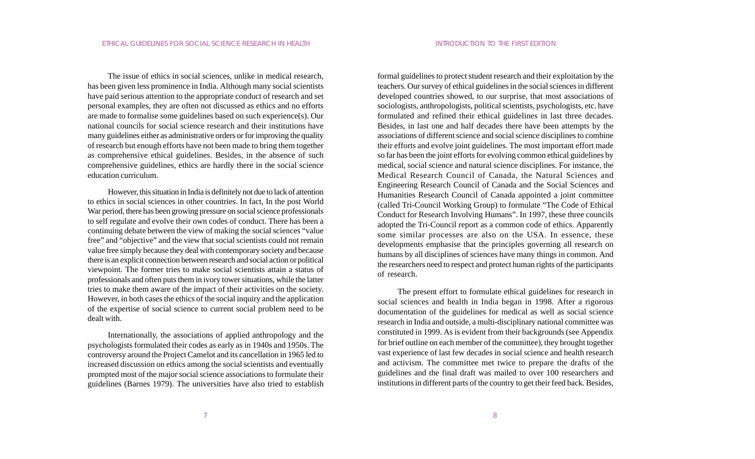The issue of ethics in social sciences, unlike in medical research, has been given less prominence in India. Although many social scientists have paid serious attention to the appropriate conduct of research and set personal examples, they are often not discussed as ethics and no efforts are made to formalise some guidelines based on such experience(s). Our national councils for social science research and their institutions have many guidelines either as administrative orders or for improving the quality of research but enough efforts have not been made to bring them together as comprehensive ethical guidelines. Besides, in the absence of such comprehensive guidelines, ethics are hardly there in the social science education curriculum.

However, this situation in India is definitely not due to lack of attention to ethics in social sciences in other countries. In fact, In the post World War period, there has been growing pressure on social science professionals to self regulate and evolve their own codes of conduct. There has been a continuing debate between the view of making the social sciences "value free" and "objective" and the view that social scientists could not remain value free simply because they deal with contemporary society and because there is an explicit connection between research and social action or political viewpoint. The former tries to make social scientists attain a status of professionals and often puts them in ivory tower situations, while the latter tries to make them aware of the impact of their activities on the society. However, in both cases the ethics of the social inquiry and the application of the expertise of social science to current social problem need to be dealt with.

Internationally, the associations of applied anthropology and the psychologists formulated their codes as early as in 1940s and 1950s. The controversy around the Project Camelot and its cancellation in 1965 led to increased discussion on ethics among the social scientists and eventually prompted most of the major social science associations to formulate their guidelines (Barnes 1979). The universities have also tried to establish formal guidelines to protect student research and their exploitation by the teachers. Our survey of ethical guidelines in the social sciences in different developed countries showed, to our surprise, that most associations of sociologists, anthropologists, political scientists, psychologists, etc. have formulated and refined their ethical guidelines in last three decades. Besides, in last one and half decades there have been attempts by the associations of different science and social science disciplines to combine their efforts and evolve joint guidelines. The most important effort made so far has been the joint efforts for evolving common ethical guidelines by medical, social science and natural science disciplines. For instance, the Medical Research Council of Canada, the Natural Sciences and Engineering Research Council of Canada and the Social Sciences and Humanities Research Council of Canada appointed a joint committee (called Tri-Council Working Group) to formulate "The Code of Ethical Conduct for Research Involving Humans". In 1997, these three councils adopted the Tri-Council report as a common code of ethics. Apparently some similar processes are also on the USA. In essence, these developments emphasise that the principles governing all research on humans by all disciplines of sciences have many things in common. And the researchers need to respect and protect human rights of the participants of research.

The present effort to formulate ethical guidelines for research in social sciences and health in India began in 1998. After a rigorous documentation of the guidelines for medical as well as social science research in India and outside, a multi-disciplinary national committee was constituted in 1999. As is evident from their backgrounds (see Appendix for brief outline on each member of the committee), they brought together vast experience of last few decades in social science and health research and activism. The committee met twice to prepare the drafts of the guidelines and the final draft was mailed to over 100 researchers and institutions in different parts of the country to get their feed back. Besides,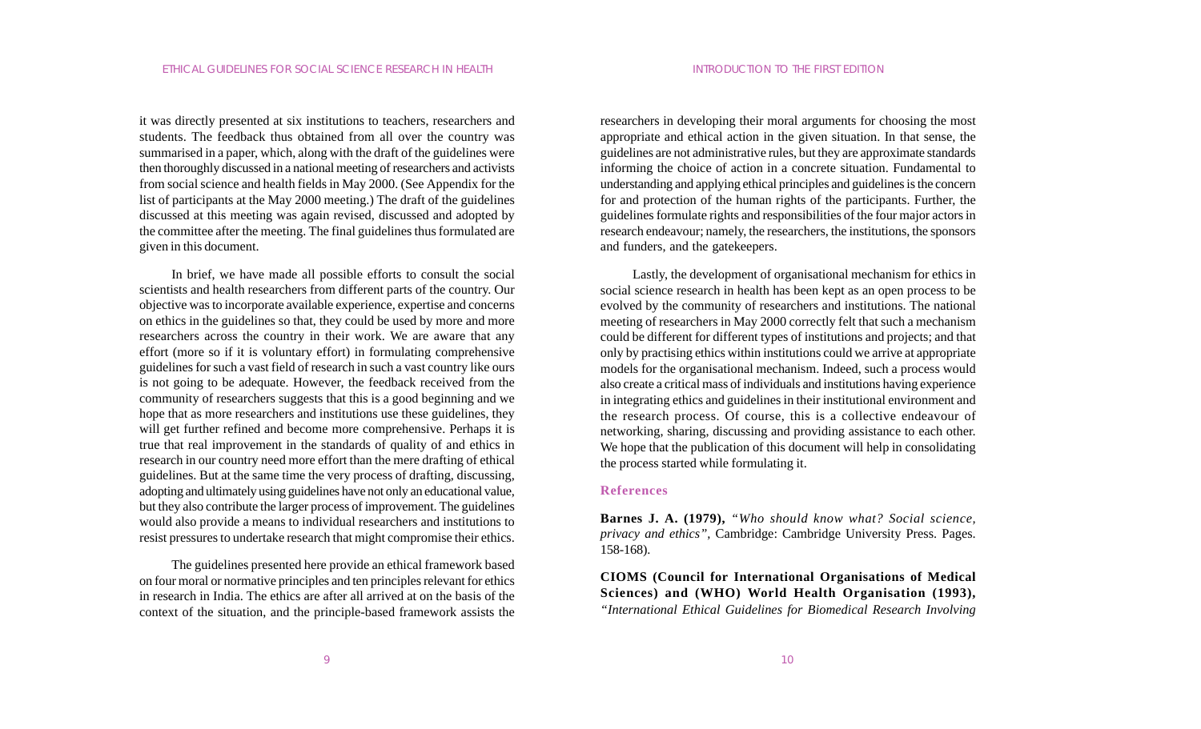it was directly presented at six institutions to teachers, researchers and students. The feedback thus obtained from all over the country was summarised in a paper, which, along with the draft of the guidelines were then thoroughly discussed in a national meeting of researchers and activists from social science and health fields in May 2000. (See Appendix for the list of participants at the May 2000 meeting.) The draft of the guidelines discussed at this meeting was again revised, discussed and adopted by the committee after the meeting. The final guidelines thus formulated are given in this document.

In brief, we have made all possible efforts to consult the social scientists and health researchers from different parts of the country. Our objective was to incorporate available experience, expertise and concerns on ethics in the guidelines so that, they could be used by more and more researchers across the country in their work. We are aware that any effort (more so if it is voluntary effort) in formulating comprehensive guidelines for such a vast field of research in such a vast country like ours is not going to be adequate. However, the feedback received from the community of researchers suggests that this is a good beginning and we hope that as more researchers and institutions use these guidelines, they will get further refined and become more comprehensive. Perhaps it is true that real improvement in the standards of quality of and ethics in research in our country need more effort than the mere drafting of ethical guidelines. But at the same time the very process of drafting, discussing, adopting and ultimately using guidelines have not only an educational value, but they also contribute the larger process of improvement. The guidelines would also provide a means to individual researchers and institutions to resist pressures to undertake research that might compromise their ethics.

The guidelines presented here provide an ethical framework based on four moral or normative principles and ten principles relevant for ethics in research in India. The ethics are after all arrived at on the basis of the context of the situation, and the principle-based framework assists the researchers in developing their moral arguments for choosing the most appropriate and ethical action in the given situation. In that sense, the guidelines are not administrative rules, but they are approximate standards informing the choice of action in a concrete situation. Fundamental to understanding and applying ethical principles and guidelines is the concern for and protection of the human rights of the participants. Further, the guidelines formulate rights and responsibilities of the four major actors in research endeavour; namely, the researchers, the institutions, the sponsors and funders, and the gatekeepers.

Lastly, the development of organisational mechanism for ethics in social science research in health has been kept as an open process to be evolved by the community of researchers and institutions. The national meeting of researchers in May 2000 correctly felt that such a mechanism could be different for different types of institutions and projects; and that only by practising ethics within institutions could we arrive at appropriate models for the organisational mechanism. Indeed, such a process would also create a critical mass of individuals and institutions having experience in integrating ethics and guidelines in their institutional environment and the research process. Of course, this is a collective endeavour of networking, sharing, discussing and providing assistance to each other. We hope that the publication of this document will help in consolidating the process started while formulating it.

## References

**Barnes J. A. (1979),** *"Who should know what? Social science, privacy and ethics"*, Cambridge: Cambridge University Press. Pages. 158-168).

**CIOMS (Council for International Organisations of Medical Sciences) and (WHO) World Health Organisation (1993),** *"International Ethical Guidelines for Biomedical Research Involving*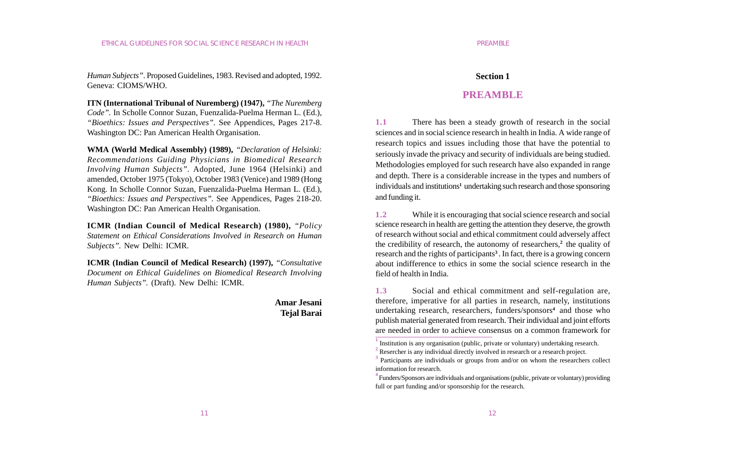*Human Subjects"*. Proposed Guidelines, 1983. Revised and adopted, 1992. Geneva: CIOMS/WHO.

**ITN (International Tribunal of Nuremberg) (1947),** *"The Nuremberg Code"*. In Scholle Connor Suzan, Fuenzalida-Puelma Herman L. (Ed.), *"Bioethics: Issues and Perspectives"*. See Appendices, Pages 217-8. Washington DC: Pan American Health Organisation.

**WMA (World Medical Assembly) (1989),** *"Declaration of Helsinki: Recommendations Guiding Physicians in Biomedical Research Involving Human Subjects"*. Adopted, June 1964 (Helsinki) and amended, October 1975 (Tokyo), October 1983 (Venice) and 1989 (Hong Kong. In Scholle Connor Suzan, Fuenzalida-Puelma Herman L. (Ed.), *"Bioethics: Issues and Perspectives"*. See Appendices, Pages 218-20. Washington DC: Pan American Health Organisation.

**ICMR (Indian Council of Medical Research) (1980),** *"Policy Statement on Ethical Considerations Involved in Research on Human Subjects"*. New Delhi: ICMR.

**ICMR (Indian Council of Medical Research) (1997),** *"Consultative Document on Ethical Guidelines on Biomedical Research Involving Human Subjects"*. (Draft). New Delhi: ICMR.

**Amar Jesani**
**Tejal Barai**

## Section 1

# PREAMBLE

**1.1** There has been a steady growth of research in the social sciences and in social science research in health in India. A wide range of research topics and issues including those that have the potential to seriously invade the privacy and security of individuals are being studied. Methodologies employed for such research have also expanded in range and depth. There is a considerable increase in the types and numbers of individuals and institutions[1] undertaking such research and those sponsoring and funding it.

**1.2** While it is encouraging that social science research and social science research in health are getting the attention they deserve, the growth of research without social and ethical commitment could adversely affect the credibility of research, the autonomy of researchers,[2] the quality of research and the rights of participants[3]. In fact, there is a growing concern about indifference to ethics in some the social science research in the field of health in India.

**1.3** Social and ethical commitment and self-regulation are, therefore, imperative for all parties in research, namely, institutions undertaking research, researchers, funders/sponsors[4] and those who publish material generated from research. Their individual and joint efforts are needed in order to achieve consensus on a common framework for

---

[1] Institution is any organisation (public, private or voluntary) undertaking research.

[2] Resercher is any individual directly involved in research or a research project.

[3] Participants are individuals or groups from and/or on whom the researchers collect information for research.

[4] Funders/Sponsors are individuals and organisations (public, private or voluntary) providing full or part funding and/or sponsorship for the research.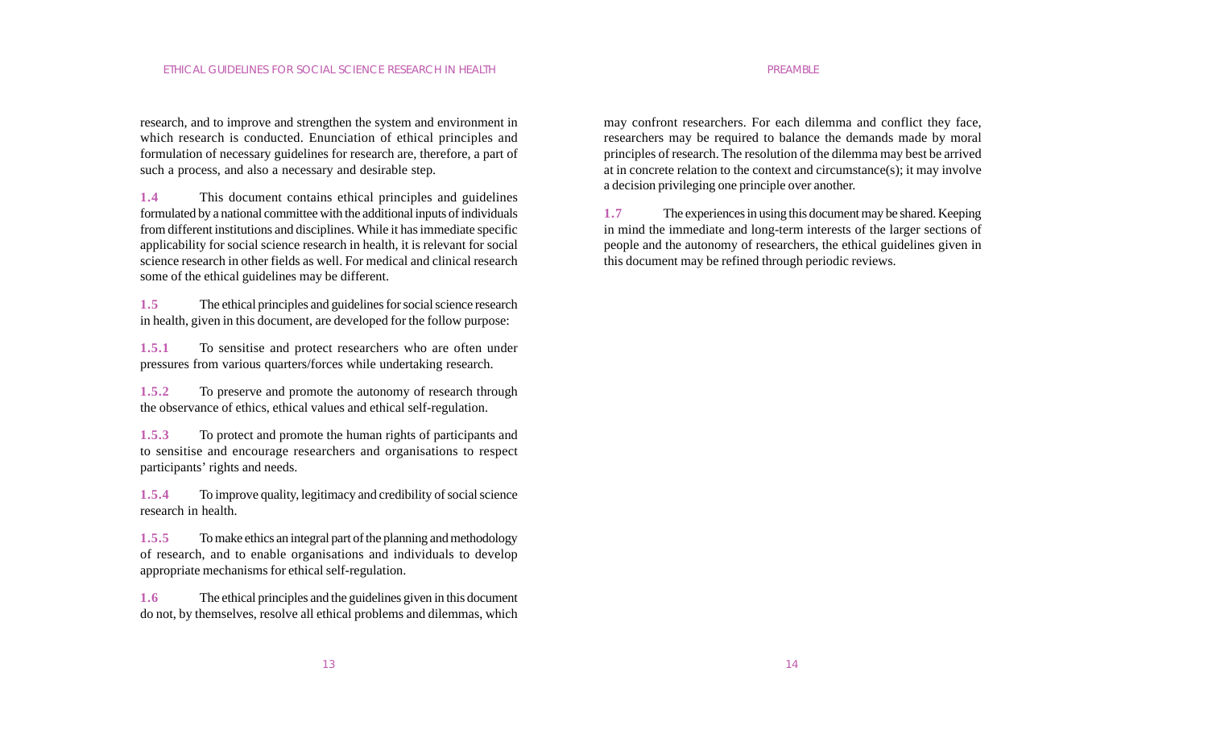research, and to improve and strengthen the system and environment in which research is conducted. Enunciation of ethical principles and formulation of necessary guidelines for research are, therefore, a part of such a process, and also a necessary and desirable step.

**1.4** This document contains ethical principles and guidelines formulated by a national committee with the additional inputs of individuals from different institutions and disciplines. While it has immediate specific applicability for social science research in health, it is relevant for social science research in other fields as well. For medical and clinical research some of the ethical guidelines may be different.

**1.5** The ethical principles and guidelines for social science research in health, given in this document, are developed for the follow purpose:

**1.5.1** To sensitise and protect researchers who are often under pressures from various quarters/forces while undertaking research.

**1.5.2** To preserve and promote the autonomy of research through the observance of ethics, ethical values and ethical self-regulation.

**1.5.3** To protect and promote the human rights of participants and to sensitise and encourage researchers and organisations to respect participants' rights and needs.

**1.5.4** To improve quality, legitimacy and credibility of social science research in health.

**1.5.5** To make ethics an integral part of the planning and methodology of research, and to enable organisations and individuals to develop appropriate mechanisms for ethical self-regulation.

**1.6** The ethical principles and the guidelines given in this document do not, by themselves, resolve all ethical problems and dilemmas, which may confront researchers. For each dilemma and conflict they face, researchers may be required to balance the demands made by moral principles of research. The resolution of the dilemma may best be arrived at in concrete relation to the context and circumstance(s); it may involve a decision privileging one principle over another.

**1.7** The experiences in using this document may be shared. Keeping in mind the immediate and long-term interests of the larger sections of people and the autonomy of researchers, the ethical guidelines given in this document may be refined through periodic reviews.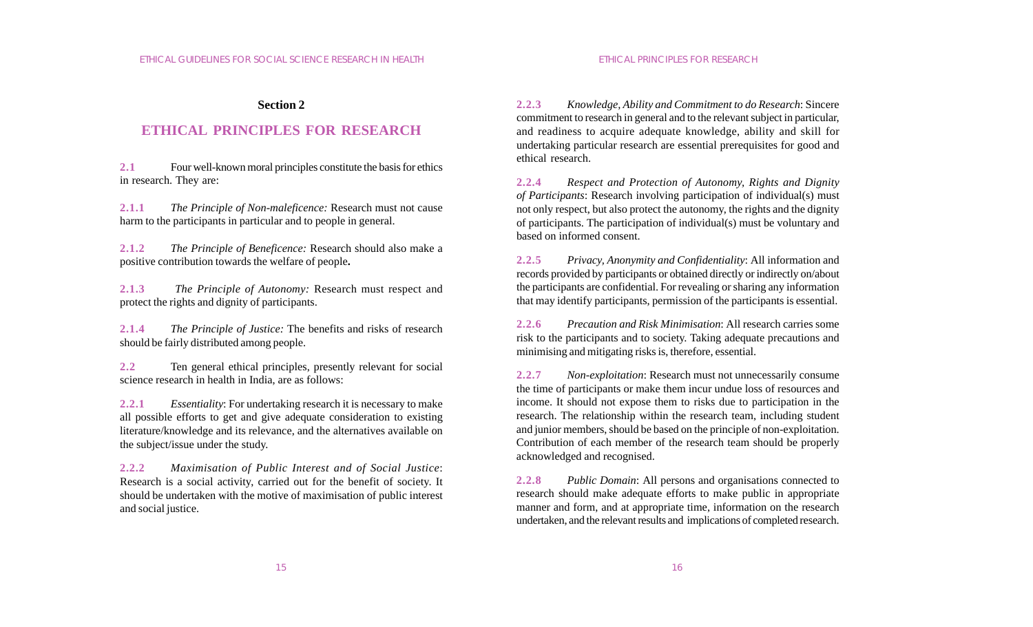**Section 2**

# ETHICAL PRINCIPLES FOR RESEARCH

**2.1** Four well-known moral principles constitute the basis for ethics in research. They are:

**2.1.1** *The Principle of Non-maleficence:* Research must not cause harm to the participants in particular and to people in general.

**2.1.2** *The Principle of Beneficence:* Research should also make a positive contribution towards the welfare of people**.**

**2.1.3** *The Principle of Autonomy:* Research must respect and protect the rights and dignity of participants.

**2.1.4** *The Principle of Justice:* The benefits and risks of research should be fairly distributed among people.

**2.2** Ten general ethical principles, presently relevant for social science research in health in India, are as follows:

**2.2.1** *Essentiality*: For undertaking research it is necessary to make all possible efforts to get and give adequate consideration to existing literature/knowledge and its relevance, and the alternatives available on the subject/issue under the study.

**2.2.2** *Maximisation of Public Interest and of Social Justice*: Research is a social activity, carried out for the benefit of society. It should be undertaken with the motive of maximisation of public interest and social justice.

**2.2.3** *Knowledge, Ability and Commitment to do Research*: Sincere commitment to research in general and to the relevant subject in particular, and readiness to acquire adequate knowledge, ability and skill for undertaking particular research are essential prerequisites for good and ethical research.

**2.2.4** *Respect and Protection of Autonomy, Rights and Dignity of Participants*: Research involving participation of individual(s) must not only respect, but also protect the autonomy, the rights and the dignity of participants. The participation of individual(s) must be voluntary and based on informed consent.

**2.2.5** *Privacy, Anonymity and Confidentiality*: All information and records provided by participants or obtained directly or indirectly on/about the participants are confidential. For revealing or sharing any information that may identify participants, permission of the participants is essential.

**2.2.6** *Precaution and Risk Minimisation*: All research carries some risk to the participants and to society. Taking adequate precautions and minimising and mitigating risks is, therefore, essential.

**2.2.7** *Non-exploitation*: Research must not unnecessarily consume the time of participants or make them incur undue loss of resources and income. It should not expose them to risks due to participation in the research. The relationship within the research team, including student and junior members, should be based on the principle of non-exploitation. Contribution of each member of the research team should be properly acknowledged and recognised.

**2.2.8** *Public Domain*: All persons and organisations connected to research should make adequate efforts to make public in appropriate manner and form, and at appropriate time, information on the research undertaken, and the relevant results and implications of completed research.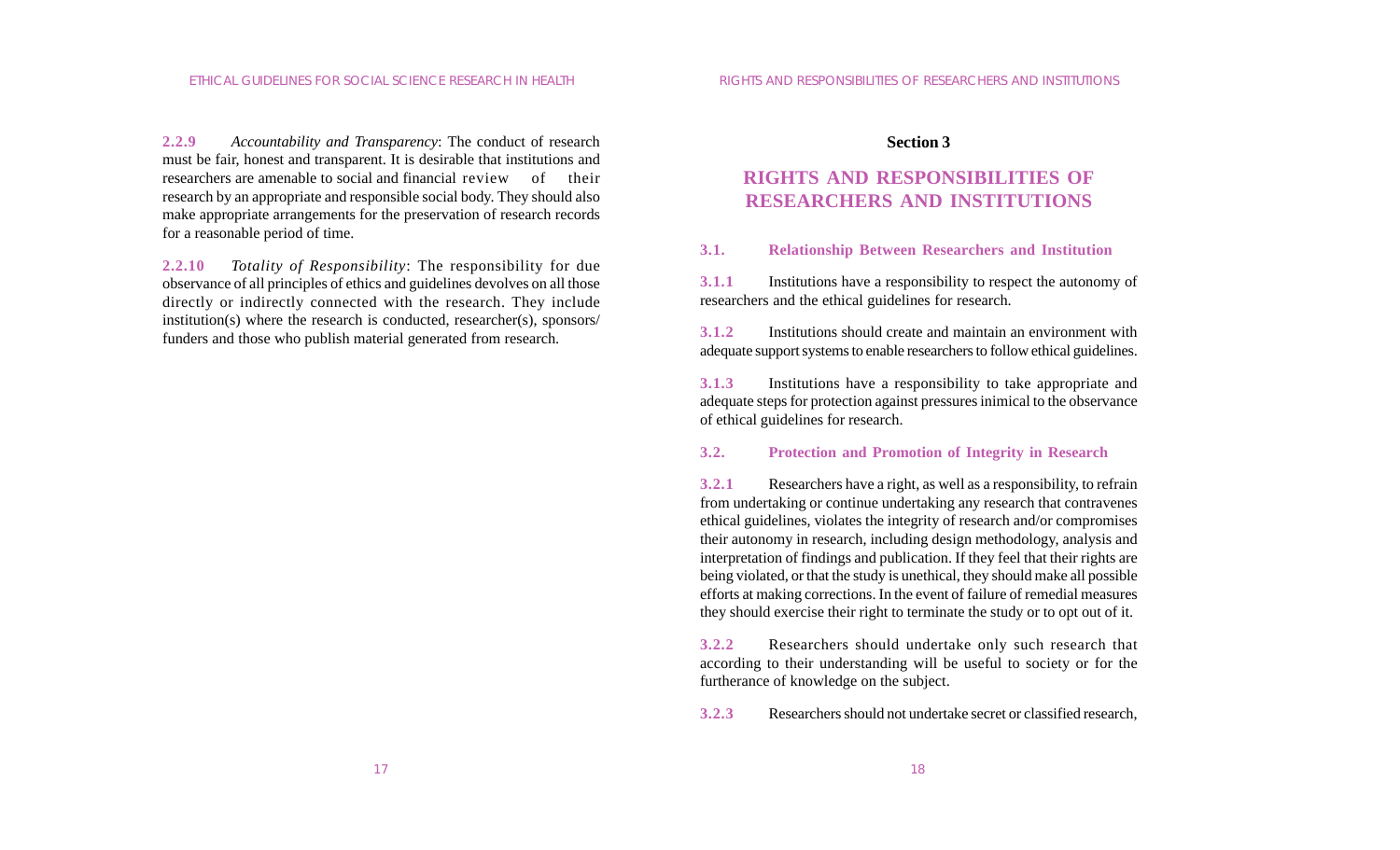**2.2.9** *Accountability and Transparency*: The conduct of research must be fair, honest and transparent. It is desirable that institutions and researchers are amenable to social and financial review of their research by an appropriate and responsible social body. They should also make appropriate arrangements for the preservation of research records for a reasonable period of time.

**2.2.10** *Totality of Responsibility*: The responsibility for due observance of all principles of ethics and guidelines devolves on all those directly or indirectly connected with the research. They include institution(s) where the research is conducted, researcher(s), sponsors/funders and those who publish material generated from research.

**Section 3**

# RIGHTS AND RESPONSIBILITIES OF RESEARCHERS AND INSTITUTIONS

## 3.1. Relationship Between Researchers and Institution

**3.1.1** Institutions have a responsibility to respect the autonomy of researchers and the ethical guidelines for research.

**3.1.2** Institutions should create and maintain an environment with adequate support systems to enable researchers to follow ethical guidelines.

**3.1.3** Institutions have a responsibility to take appropriate and adequate steps for protection against pressures inimical to the observance of ethical guidelines for research.

## 3.2. Protection and Promotion of Integrity in Research

**3.2.1** Researchers have a right, as well as a responsibility, to refrain from undertaking or continue undertaking any research that contravenes ethical guidelines, violates the integrity of research and/or compromises their autonomy in research, including design methodology, analysis and interpretation of findings and publication. If they feel that their rights are being violated, or that the study is unethical, they should make all possible efforts at making corrections. In the event of failure of remedial measures they should exercise their right to terminate the study or to opt out of it.

**3.2.2** Researchers should undertake only such research that according to their understanding will be useful to society or for the furtherance of knowledge on the subject.

**3.2.3** Researchers should not undertake secret or classified research,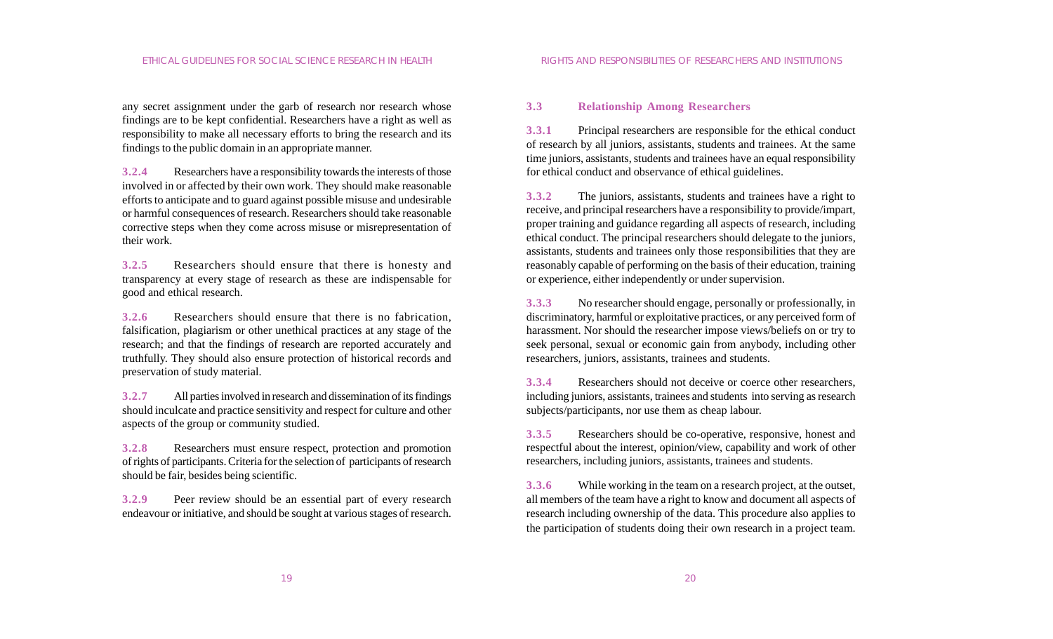any secret assignment under the garb of research nor research whose findings are to be kept confidential. Researchers have a right as well as responsibility to make all necessary efforts to bring the research and its findings to the public domain in an appropriate manner.

**3.2.4** Researchers have a responsibility towards the interests of those involved in or affected by their own work. They should make reasonable efforts to anticipate and to guard against possible misuse and undesirable or harmful consequences of research. Researchers should take reasonable corrective steps when they come across misuse or misrepresentation of their work.

**3.2.5** Researchers should ensure that there is honesty and transparency at every stage of research as these are indispensable for good and ethical research.

**3.2.6** Researchers should ensure that there is no fabrication, falsification, plagiarism or other unethical practices at any stage of the research; and that the findings of research are reported accurately and truthfully. They should also ensure protection of historical records and preservation of study material.

**3.2.7** All parties involved in research and dissemination of its findings should inculcate and practice sensitivity and respect for culture and other aspects of the group or community studied.

**3.2.8** Researchers must ensure respect, protection and promotion of rights of participants. Criteria for the selection of participants of research should be fair, besides being scientific.

**3.2.9** Peer review should be an essential part of every research endeavour or initiative, and should be sought at various stages of research.

## 3.3 Relationship Among Researchers

**3.3.1** Principal researchers are responsible for the ethical conduct of research by all juniors, assistants, students and trainees. At the same time juniors, assistants, students and trainees have an equal responsibility for ethical conduct and observance of ethical guidelines.

**3.3.2** The juniors, assistants, students and trainees have a right to receive, and principal researchers have a responsibility to provide/impart, proper training and guidance regarding all aspects of research, including ethical conduct. The principal researchers should delegate to the juniors, assistants, students and trainees only those responsibilities that they are reasonably capable of performing on the basis of their education, training or experience, either independently or under supervision.

**3.3.3** No researcher should engage, personally or professionally, in discriminatory, harmful or exploitative practices, or any perceived form of harassment. Nor should the researcher impose views/beliefs on or try to seek personal, sexual or economic gain from anybody, including other researchers, juniors, assistants, trainees and students.

**3.3.4** Researchers should not deceive or coerce other researchers, including juniors, assistants, trainees and students into serving as research subjects/participants, nor use them as cheap labour.

**3.3.5** Researchers should be co-operative, responsive, honest and respectful about the interest, opinion/view, capability and work of other researchers, including juniors, assistants, trainees and students.

**3.3.6** While working in the team on a research project, at the outset, all members of the team have a right to know and document all aspects of research including ownership of the data. This procedure also applies to the participation of students doing their own research in a project team.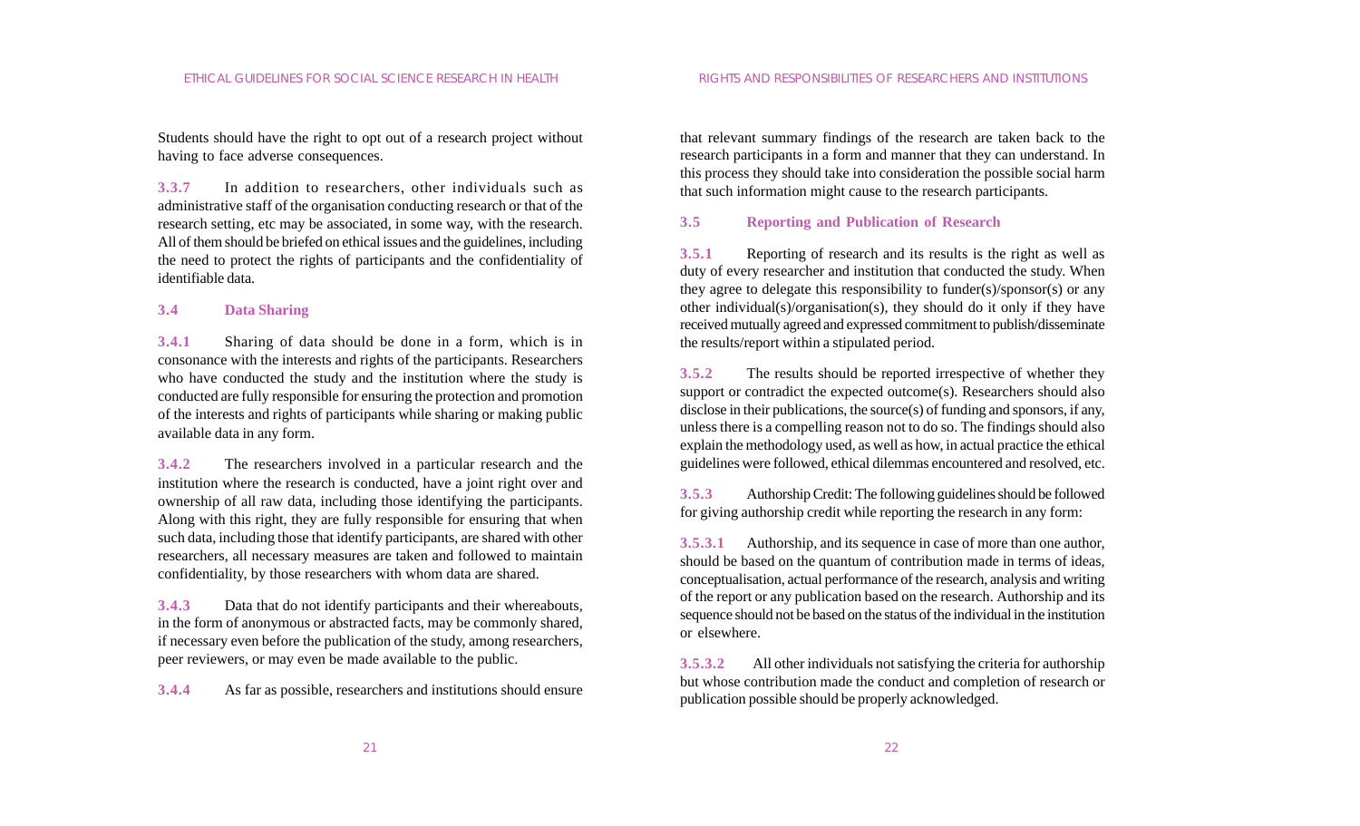Students should have the right to opt out of a research project without having to face adverse consequences.

**3.3.7** In addition to researchers, other individuals such as administrative staff of the organisation conducting research or that of the research setting, etc may be associated, in some way, with the research. All of them should be briefed on ethical issues and the guidelines, including the need to protect the rights of participants and the confidentiality of identifiable data.

### 3.4 Data Sharing

**3.4.1** Sharing of data should be done in a form, which is in consonance with the interests and rights of the participants. Researchers who have conducted the study and the institution where the study is conducted are fully responsible for ensuring the protection and promotion of the interests and rights of participants while sharing or making public available data in any form.

**3.4.2** The researchers involved in a particular research and the institution where the research is conducted, have a joint right over and ownership of all raw data, including those identifying the participants. Along with this right, they are fully responsible for ensuring that when such data, including those that identify participants, are shared with other researchers, all necessary measures are taken and followed to maintain confidentiality, by those researchers with whom data are shared.

**3.4.3** Data that do not identify participants and their whereabouts, in the form of anonymous or abstracted facts, may be commonly shared, if necessary even before the publication of the study, among researchers, peer reviewers, or may even be made available to the public.

**3.4.4** As far as possible, researchers and institutions should ensure that relevant summary findings of the research are taken back to the research participants in a form and manner that they can understand. In this process they should take into consideration the possible social harm that such information might cause to the research participants.

### 3.5 Reporting and Publication of Research

**3.5.1** Reporting of research and its results is the right as well as duty of every researcher and institution that conducted the study. When they agree to delegate this responsibility to funder(s)/sponsor(s) or any other individual(s)/organisation(s), they should do it only if they have received mutually agreed and expressed commitment to publish/disseminate the results/report within a stipulated period.

**3.5.2** The results should be reported irrespective of whether they support or contradict the expected outcome(s). Researchers should also disclose in their publications, the source(s) of funding and sponsors, if any, unless there is a compelling reason not to do so. The findings should also explain the methodology used, as well as how, in actual practice the ethical guidelines were followed, ethical dilemmas encountered and resolved, etc.

**3.5.3** Authorship Credit: The following guidelines should be followed for giving authorship credit while reporting the research in any form:

**3.5.3.1** Authorship, and its sequence in case of more than one author, should be based on the quantum of contribution made in terms of ideas, conceptualisation, actual performance of the research, analysis and writing of the report or any publication based on the research. Authorship and its sequence should not be based on the status of the individual in the institution or elsewhere.

**3.5.3.2** All other individuals not satisfying the criteria for authorship but whose contribution made the conduct and completion of research or publication possible should be properly acknowledged.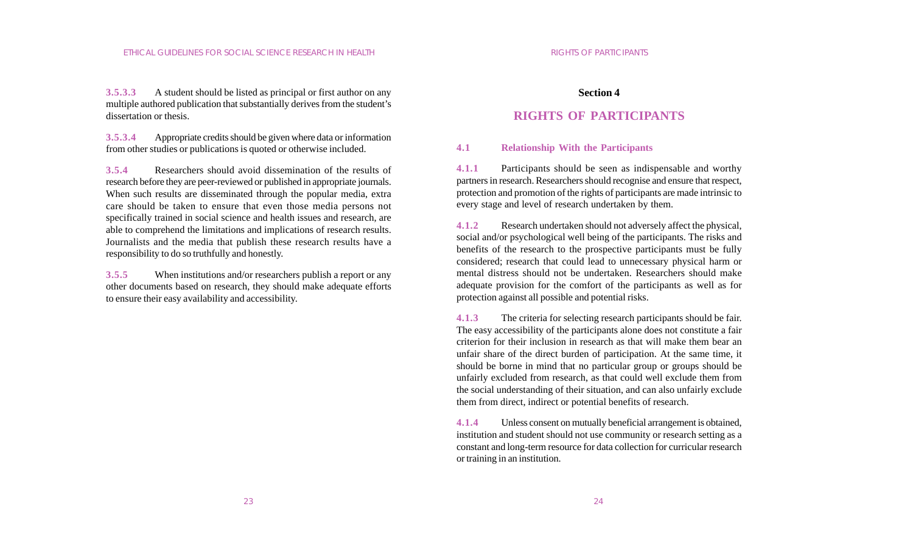**3.5.3.3** A student should be listed as principal or first author on any multiple authored publication that substantially derives from the student's dissertation or thesis.

**3.5.3.4** Appropriate credits should be given where data or information from other studies or publications is quoted or otherwise included.

**3.5.4** Researchers should avoid dissemination of the results of research before they are peer-reviewed or published in appropriate journals. When such results are disseminated through the popular media, extra care should be taken to ensure that even those media persons not specifically trained in social science and health issues and research, are able to comprehend the limitations and implications of research results. Journalists and the media that publish these research results have a responsibility to do so truthfully and honestly.

**3.5.5** When institutions and/or researchers publish a report or any other documents based on research, they should make adequate efforts to ensure their easy availability and accessibility.

# Section 4

# RIGHTS OF PARTICIPANTS

## 4.1 Relationship With the Participants

**4.1.1** Participants should be seen as indispensable and worthy partners in research. Researchers should recognise and ensure that respect, protection and promotion of the rights of participants are made intrinsic to every stage and level of research undertaken by them.

**4.1.2** Research undertaken should not adversely affect the physical, social and/or psychological well being of the participants. The risks and benefits of the research to the prospective participants must be fully considered; research that could lead to unnecessary physical harm or mental distress should not be undertaken. Researchers should make adequate provision for the comfort of the participants as well as for protection against all possible and potential risks.

**4.1.3** The criteria for selecting research participants should be fair. The easy accessibility of the participants alone does not constitute a fair criterion for their inclusion in research as that will make them bear an unfair share of the direct burden of participation. At the same time, it should be borne in mind that no particular group or groups should be unfairly excluded from research, as that could well exclude them from the social understanding of their situation, and can also unfairly exclude them from direct, indirect or potential benefits of research.

**4.1.4** Unless consent on mutually beneficial arrangement is obtained, institution and student should not use community or research setting as a constant and long-term resource for data collection for curricular research or training in an institution.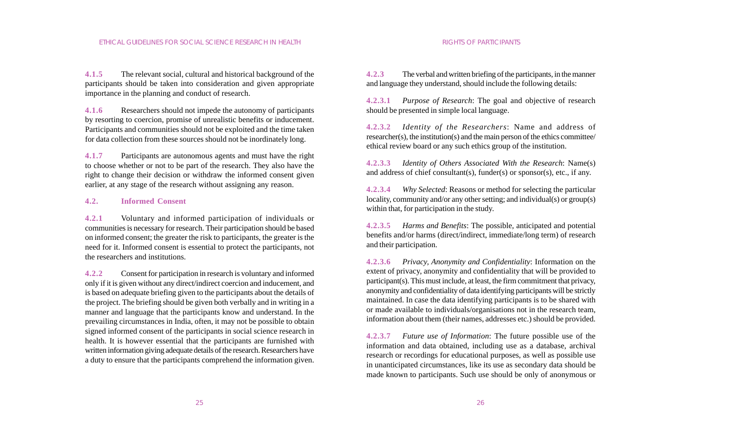**4.1.5** The relevant social, cultural and historical background of the participants should be taken into consideration and given appropriate importance in the planning and conduct of research.

**4.1.6** Researchers should not impede the autonomy of participants by resorting to coercion, promise of unrealistic benefits or inducement. Participants and communities should not be exploited and the time taken for data collection from these sources should not be inordinately long.

**4.1.7** Participants are autonomous agents and must have the right to choose whether or not to be part of the research. They also have the right to change their decision or withdraw the informed consent given earlier, at any stage of the research without assigning any reason.

### 4.2. Informed Consent

**4.2.1** Voluntary and informed participation of individuals or communities is necessary for research. Their participation should be based on informed consent; the greater the risk to participants, the greater is the need for it. Informed consent is essential to protect the participants, not the researchers and institutions.

**4.2.2** Consent for participation in research is voluntary and informed only if it is given without any direct/indirect coercion and inducement, and is based on adequate briefing given to the participants about the details of the project. The briefing should be given both verbally and in writing in a manner and language that the participants know and understand. In the prevailing circumstances in India, often, it may not be possible to obtain signed informed consent of the participants in social science research in health. It is however essential that the participants are furnished with written information giving adequate details of the research. Researchers have a duty to ensure that the participants comprehend the information given.

**4.2.3** The verbal and written briefing of the participants, in the manner and language they understand, should include the following details:

**4.2.3.1** *Purpose of Research*: The goal and objective of research should be presented in simple local language.

**4.2.3.2** *Identity of the Researchers*: Name and address of researcher(s), the institution(s) and the main person of the ethics committee/ ethical review board or any such ethics group of the institution.

**4.2.3.3** *Identity of Others Associated With the Research*: Name(s) and address of chief consultant(s), funder(s) or sponsor(s), etc., if any.

**4.2.3.4** *Why Selected*: Reasons or method for selecting the particular locality, community and/or any other setting; and individual(s) or group(s) within that, for participation in the study.

**4.2.3.5** *Harms and Benefits*: The possible, anticipated and potential benefits and/or harms (direct/indirect, immediate/long term) of research and their participation.

**4.2.3.6** *Privacy, Anonymity and Confidentiality*: Information on the extent of privacy, anonymity and confidentiality that will be provided to participant(s). This must include, at least, the firm commitment that privacy, anonymity and confidentiality of data identifying participants will be strictly maintained. In case the data identifying participants is to be shared with or made available to individuals/organisations not in the research team, information about them (their names, addresses etc.) should be provided.

**4.2.3.7** *Future use of Information*: The future possible use of the information and data obtained, including use as a database, archival research or recordings for educational purposes, as well as possible use in unanticipated circumstances, like its use as secondary data should be made known to participants. Such use should be only of anonymous or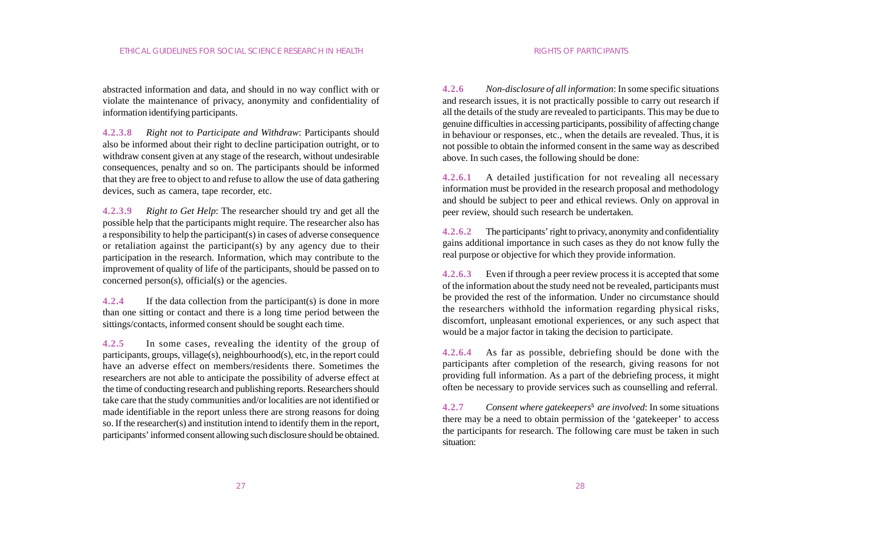abstracted information and data, and should in no way conflict with or violate the maintenance of privacy, anonymity and confidentiality of information identifying participants.

**4.2.3.8** *Right not to Participate and Withdraw*: Participants should also be informed about their right to decline participation outright, or to withdraw consent given at any stage of the research, without undesirable consequences, penalty and so on. The participants should be informed that they are free to object to and refuse to allow the use of data gathering devices, such as camera, tape recorder, etc.

**4.2.3.9** *Right to Get Help*: The researcher should try and get all the possible help that the participants might require. The researcher also has a responsibility to help the participant(s) in cases of adverse consequence or retaliation against the participant(s) by any agency due to their participation in the research. Information, which may contribute to the improvement of quality of life of the participants, should be passed on to concerned person(s), official(s) or the agencies.

**4.2.4** If the data collection from the participant(s) is done in more than one sitting or contact and there is a long time period between the sittings/contacts, informed consent should be sought each time.

**4.2.5** In some cases, revealing the identity of the group of participants, groups, village(s), neighbourhood(s), etc, in the report could have an adverse effect on members/residents there. Sometimes the researchers are not able to anticipate the possibility of adverse effect at the time of conducting research and publishing reports. Researchers should take care that the study communities and/or localities are not identified or made identifiable in the report unless there are strong reasons for doing so. If the researcher(s) and institution intend to identify them in the report, participants' informed consent allowing such disclosure should be obtained.

**4.2.6** *Non-disclosure of all information*: In some specific situations and research issues, it is not practically possible to carry out research if all the details of the study are revealed to participants. This may be due to genuine difficulties in accessing participants, possibility of affecting change in behaviour or responses, etc., when the details are revealed. Thus, it is not possible to obtain the informed consent in the same way as described above. In such cases, the following should be done:

**4.2.6.1** A detailed justification for not revealing all necessary information must be provided in the research proposal and methodology and should be subject to peer and ethical reviews. Only on approval in peer review, should such research be undertaken.

**4.2.6.2** The participants' right to privacy, anonymity and confidentiality gains additional importance in such cases as they do not know fully the real purpose or objective for which they provide information.

**4.2.6.3** Even if through a peer review process it is accepted that some of the information about the study need not be revealed, participants must be provided the rest of the information. Under no circumstance should the researchers withhold the information regarding physical risks, discomfort, unpleasant emotional experiences, or any such aspect that would be a major factor in taking the decision to participate.

**4.2.6.4** As far as possible, debriefing should be done with the participants after completion of the research, giving reasons for not providing full information. As a part of the debriefing process, it might often be necessary to provide services such as counselling and referral.

**4.2.7** *Consent where gatekeepers*[5] *are involved*: In some situations there may be a need to obtain permission of the 'gatekeeper' to access the participants for research. The following care must be taken in such situation: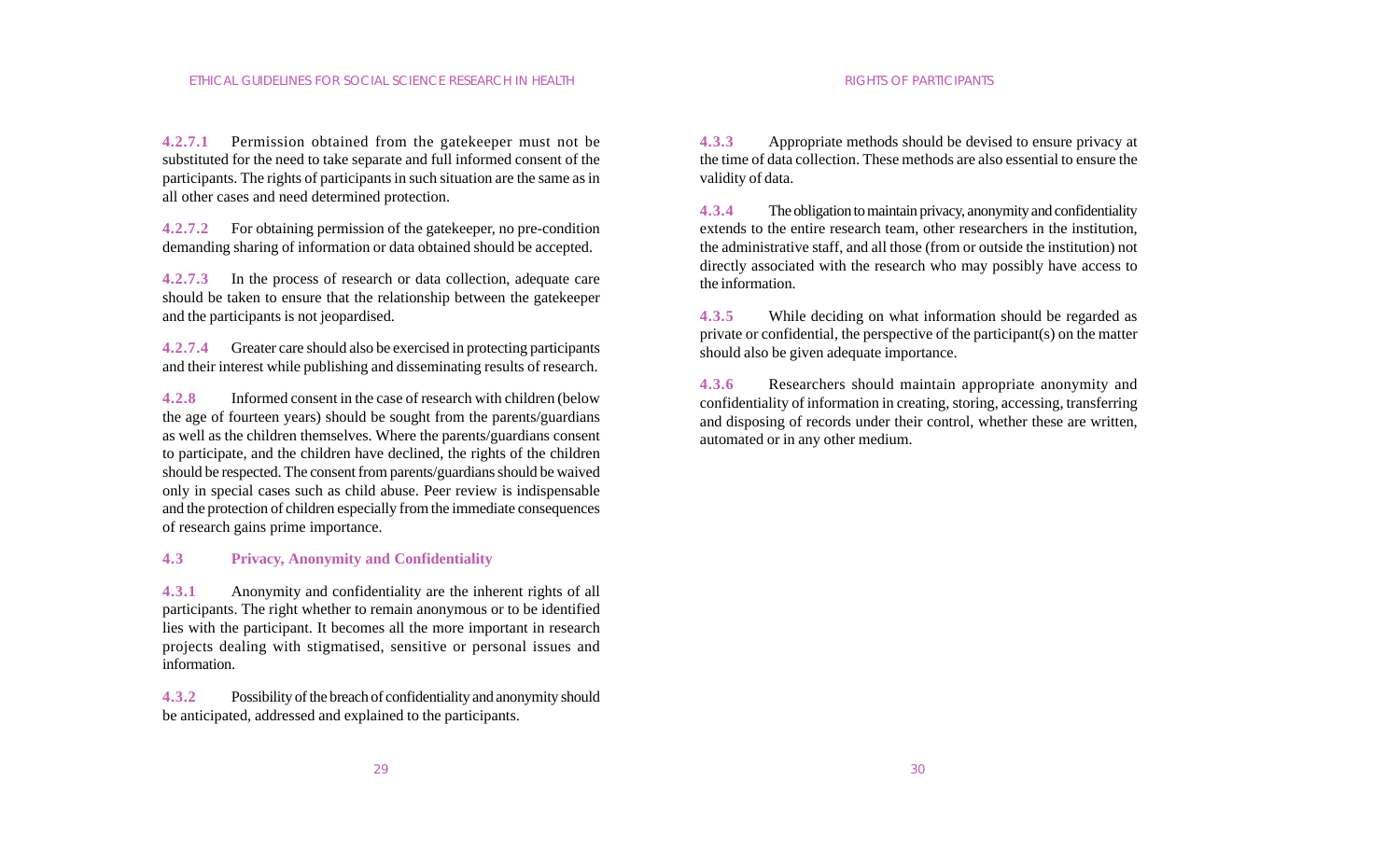**4.2.7.1** Permission obtained from the gatekeeper must not be substituted for the need to take separate and full informed consent of the participants. The rights of participants in such situation are the same as in all other cases and need determined protection.

**4.2.7.2** For obtaining permission of the gatekeeper, no pre-condition demanding sharing of information or data obtained should be accepted.

**4.2.7.3** In the process of research or data collection, adequate care should be taken to ensure that the relationship between the gatekeeper and the participants is not jeopardised.

**4.2.7.4** Greater care should also be exercised in protecting participants and their interest while publishing and disseminating results of research.

**4.2.8** Informed consent in the case of research with children (below the age of fourteen years) should be sought from the parents/guardians as well as the children themselves. Where the parents/guardians consent to participate, and the children have declined, the rights of the children should be respected. The consent from parents/guardians should be waived only in special cases such as child abuse. Peer review is indispensable and the protection of children especially from the immediate consequences of research gains prime importance.

## 4.3 Privacy, Anonymity and Confidentiality

**4.3.1** Anonymity and confidentiality are the inherent rights of all participants. The right whether to remain anonymous or to be identified lies with the participant. It becomes all the more important in research projects dealing with stigmatised, sensitive or personal issues and information.

**4.3.2** Possibility of the breach of confidentiality and anonymity should be anticipated, addressed and explained to the participants.

**4.3.3** Appropriate methods should be devised to ensure privacy at the time of data collection. These methods are also essential to ensure the validity of data.

**4.3.4** The obligation to maintain privacy, anonymity and confidentiality extends to the entire research team, other researchers in the institution, the administrative staff, and all those (from or outside the institution) not directly associated with the research who may possibly have access to the information.

**4.3.5** While deciding on what information should be regarded as private or confidential, the perspective of the participant(s) on the matter should also be given adequate importance.

**4.3.6** Researchers should maintain appropriate anonymity and confidentiality of information in creating, storing, accessing, transferring and disposing of records under their control, whether these are written, automated or in any other medium.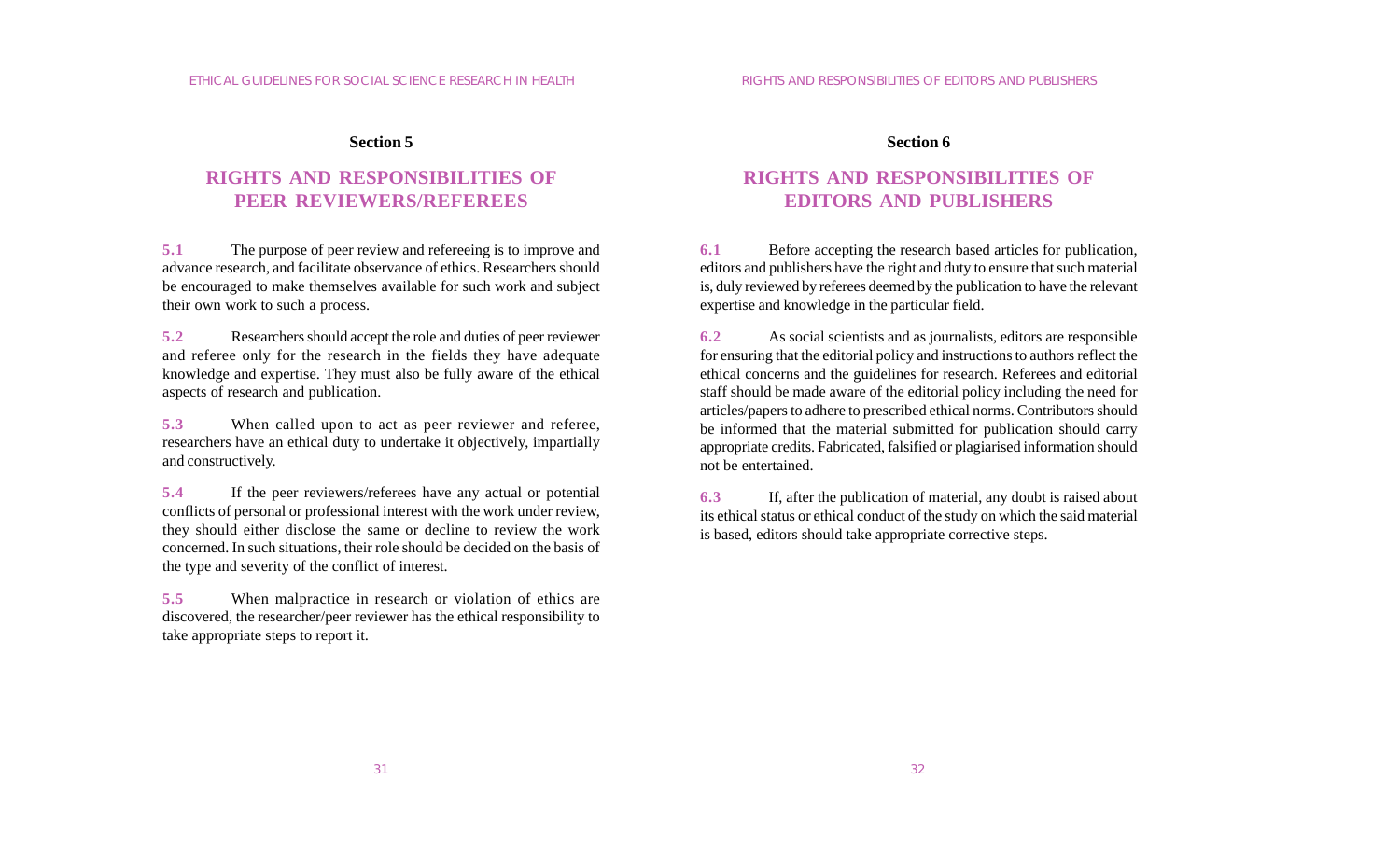## Section 5

# RIGHTS AND RESPONSIBILITIES OF PEER REVIEWERS/REFEREES

**5.1** The purpose of peer review and refereeing is to improve and advance research, and facilitate observance of ethics. Researchers should be encouraged to make themselves available for such work and subject their own work to such a process.

**5.2** Researchers should accept the role and duties of peer reviewer and referee only for the research in the fields they have adequate knowledge and expertise. They must also be fully aware of the ethical aspects of research and publication.

**5.3** When called upon to act as peer reviewer and referee, researchers have an ethical duty to undertake it objectively, impartially and constructively.

**5.4** If the peer reviewers/referees have any actual or potential conflicts of personal or professional interest with the work under review, they should either disclose the same or decline to review the work concerned. In such situations, their role should be decided on the basis of the type and severity of the conflict of interest.

**5.5** When malpractice in research or violation of ethics are discovered, the researcher/peer reviewer has the ethical responsibility to take appropriate steps to report it.

## Section 6

# RIGHTS AND RESPONSIBILITIES OF EDITORS AND PUBLISHERS

**6.1** Before accepting the research based articles for publication, editors and publishers have the right and duty to ensure that such material is, duly reviewed by referees deemed by the publication to have the relevant expertise and knowledge in the particular field.

**6.2** As social scientists and as journalists, editors are responsible for ensuring that the editorial policy and instructions to authors reflect the ethical concerns and the guidelines for research. Referees and editorial staff should be made aware of the editorial policy including the need for articles/papers to adhere to prescribed ethical norms. Contributors should be informed that the material submitted for publication should carry appropriate credits. Fabricated, falsified or plagiarised information should not be entertained.

**6.3** If, after the publication of material, any doubt is raised about its ethical status or ethical conduct of the study on which the said material is based, editors should take appropriate corrective steps.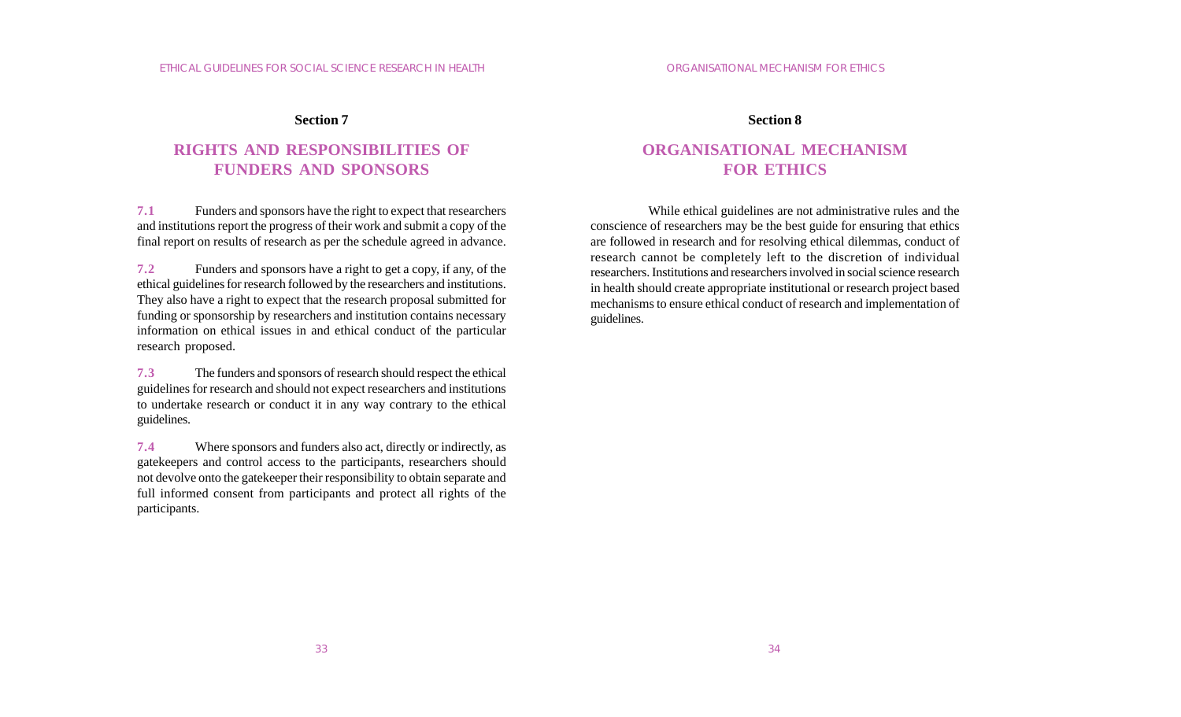## Section 7

# RIGHTS AND RESPONSIBILITIES OF FUNDERS AND SPONSORS

**7.1** Funders and sponsors have the right to expect that researchers and institutions report the progress of their work and submit a copy of the final report on results of research as per the schedule agreed in advance.

**7.2** Funders and sponsors have a right to get a copy, if any, of the ethical guidelines for research followed by the researchers and institutions. They also have a right to expect that the research proposal submitted for funding or sponsorship by researchers and institution contains necessary information on ethical issues in and ethical conduct of the particular research proposed.

**7.3** The funders and sponsors of research should respect the ethical guidelines for research and should not expect researchers and institutions to undertake research or conduct it in any way contrary to the ethical guidelines.

**7.4** Where sponsors and funders also act, directly or indirectly, as gatekeepers and control access to the participants, researchers should not devolve onto the gatekeeper their responsibility to obtain separate and full informed consent from participants and protect all rights of the participants.

## Section 8

# ORGANISATIONAL MECHANISM FOR ETHICS

While ethical guidelines are not administrative rules and the conscience of researchers may be the best guide for ensuring that ethics are followed in research and for resolving ethical dilemmas, conduct of research cannot be completely left to the discretion of individual researchers. Institutions and researchers involved in social science research in health should create appropriate institutional or research project based mechanisms to ensure ethical conduct of research and implementation of guidelines.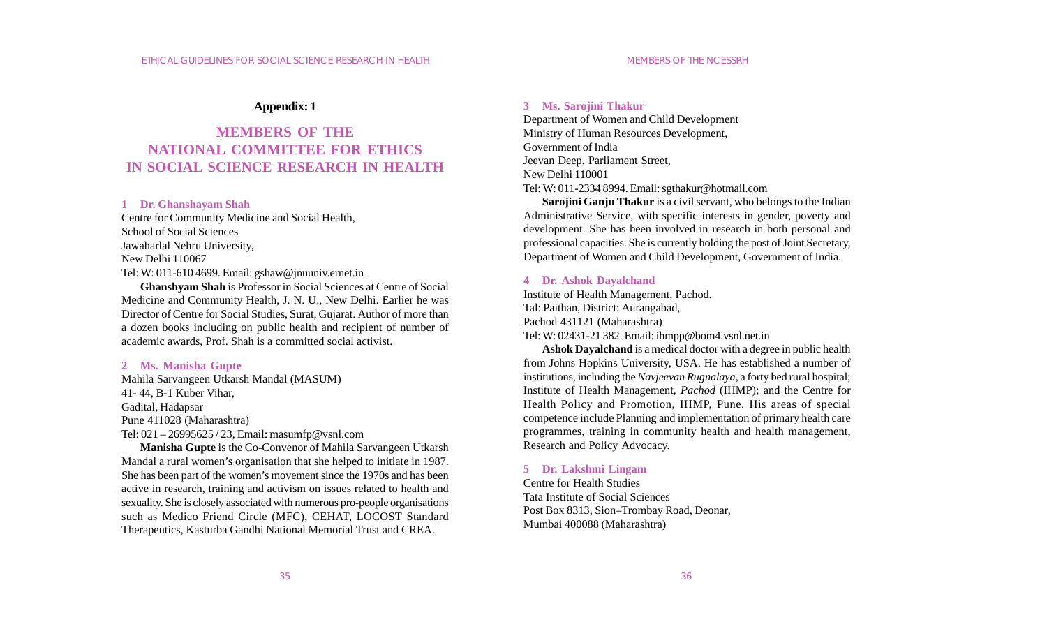**Appendix: 1**

# MEMBERS OF THE NATIONAL COMMITTEE FOR ETHICS IN SOCIAL SCIENCE RESEARCH IN HEALTH

### 1 Dr. Ghanshayam Shah

Centre for Community Medicine and Social Health,
School of Social Sciences
Jawaharlal Nehru University,
New Delhi 110067
Tel: W: 011-610 4699. Email: gshaw@jnuuniv.ernet.in

**Ghanshyam Shah** is Professor in Social Sciences at Centre of Social Medicine and Community Health, J. N. U., New Delhi. Earlier he was Director of Centre for Social Studies, Surat, Gujarat. Author of more than a dozen books including on public health and recipient of number of academic awards, Prof. Shah is a committed social activist.

### 2 Ms. Manisha Gupte

Mahila Sarvangeen Utkarsh Mandal (MASUM)
41- 44, B-1 Kuber Vihar,
Gadital, Hadapsar
Pune 411028 (Maharashtra)
Tel: 021 – 26995625 / 23, Email: masumfp@vsnl.com

**Manisha Gupte** is the Co-Convenor of Mahila Sarvangeen Utkarsh Mandal a rural women's organisation that she helped to initiate in 1987. She has been part of the women's movement since the 1970s and has been active in research, training and activism on issues related to health and sexuality. She is closely associated with numerous pro-people organisations such as Medico Friend Circle (MFC), CEHAT, LOCOST Standard Therapeutics, Kasturba Gandhi National Memorial Trust and CREA.

### 3 Ms. Sarojini Thakur

Department of Women and Child Development
Ministry of Human Resources Development,
Government of India
Jeevan Deep, Parliament Street,
New Delhi 110001
Tel: W: 011-2334 8994. Email: sgthakur@hotmail.com

**Sarojini Ganju Thakur** is a civil servant, who belongs to the Indian Administrative Service, with specific interests in gender, poverty and development. She has been involved in research in both personal and professional capacities. She is currently holding the post of Joint Secretary, Department of Women and Child Development, Government of India.

### 4 Dr. Ashok Dayalchand

Institute of Health Management, Pachod.
Tal: Paithan, District: Aurangabad,
Pachod 431121 (Maharashtra)
Tel: W: 02431-21 382. Email: ihmpp@bom4.vsnl.net.in

**Ashok Dayalchand** is a medical doctor with a degree in public health from Johns Hopkins University, USA. He has established a number of institutions, including the *Navjeevan Rugnalaya*, a forty bed rural hospital; Institute of Health Management, *Pachod* (IHMP); and the Centre for Health Policy and Promotion, IHMP, Pune. His areas of special competence include Planning and implementation of primary health care programmes, training in community health and health management, Research and Policy Advocacy.

### 5 Dr. Lakshmi Lingam

Centre for Health Studies
Tata Institute of Social Sciences
Post Box 8313, Sion–Trombay Road, Deonar,
Mumbai 400088 (Maharashtra)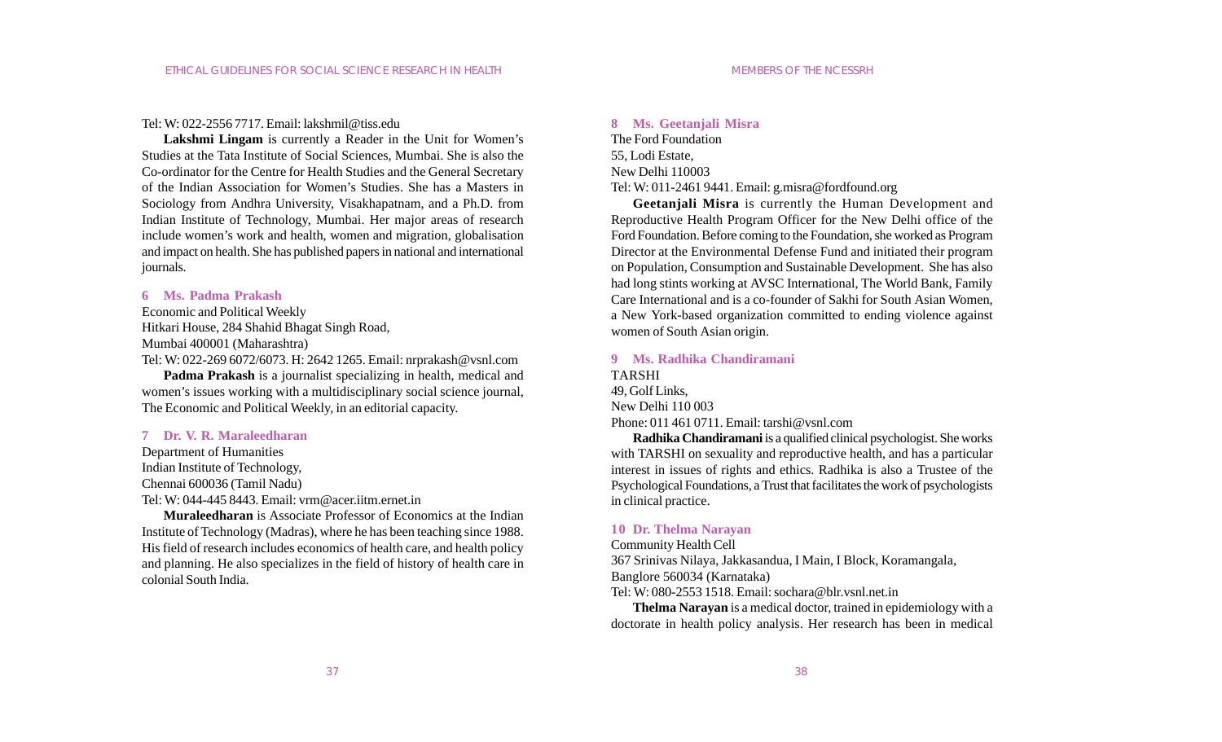Tel: W: 022-2556 7717. Email: lakshmil@tiss.edu

**Lakshmi Lingam** is currently a Reader in the Unit for Women's Studies at the Tata Institute of Social Sciences, Mumbai. She is also the Co-ordinator for the Centre for Health Studies and the General Secretary of the Indian Association for Women's Studies. She has a Masters in Sociology from Andhra University, Visakhapatnam, and a Ph.D. from Indian Institute of Technology, Mumbai. Her major areas of research include women's work and health, women and migration, globalisation and impact on health. She has published papers in national and international journals.

### 6 Ms. Padma Prakash

Economic and Political Weekly
Hitkari House, 284 Shahid Bhagat Singh Road,
Mumbai 400001 (Maharashtra)
Tel: W: 022-269 6072/6073. H: 2642 1265. Email: nrprakash@vsnl.com

**Padma Prakash** is a journalist specializing in health, medical and women's issues working with a multidisciplinary social science journal, The Economic and Political Weekly, in an editorial capacity.

### 7 Dr. V. R. Maraleedharan

Department of Humanities
Indian Institute of Technology,
Chennai 600036 (Tamil Nadu)
Tel: W: 044-445 8443. Email: vrm@acer.iitm.ernet.in

**Muraleedharan** is Associate Professor of Economics at the Indian Institute of Technology (Madras), where he has been teaching since 1988. His field of research includes economics of health care, and health policy and planning. He also specializes in the field of history of health care in colonial South India.

### 8 Ms. Geetanjali Misra

The Ford Foundation
55, Lodi Estate,
New Delhi 110003
Tel: W: 011-2461 9441. Email: g.misra@fordfound.org

**Geetanjali Misra** is currently the Human Development and Reproductive Health Program Officer for the New Delhi office of the Ford Foundation. Before coming to the Foundation, she worked as Program Director at the Environmental Defense Fund and initiated their program on Population, Consumption and Sustainable Development. She has also had long stints working at AVSC International, The World Bank, Family Care International and is a co-founder of Sakhi for South Asian Women, a New York-based organization committed to ending violence against women of South Asian origin.

### 9 Ms. Radhika Chandiramani

TARSHI
49, Golf Links,
New Delhi 110 003
Phone: 011 461 0711. Email: tarshi@vsnl.com

**Radhika Chandiramani** is a qualified clinical psychologist. She works with TARSHI on sexuality and reproductive health, and has a particular interest in issues of rights and ethics. Radhika is also a Trustee of the Psychological Foundations, a Trust that facilitates the work of psychologists in clinical practice.

### 10 Dr. Thelma Narayan

Community Health Cell
367 Srinivas Nilaya, Jakkasandua, I Main, I Block, Koramangala,
Banglore 560034 (Karnataka)
Tel: W: 080-2553 1518. Email: sochara@blr.vsnl.net.in

**Thelma Narayan** is a medical doctor, trained in epidemiology with a doctorate in health policy analysis. Her research has been in medical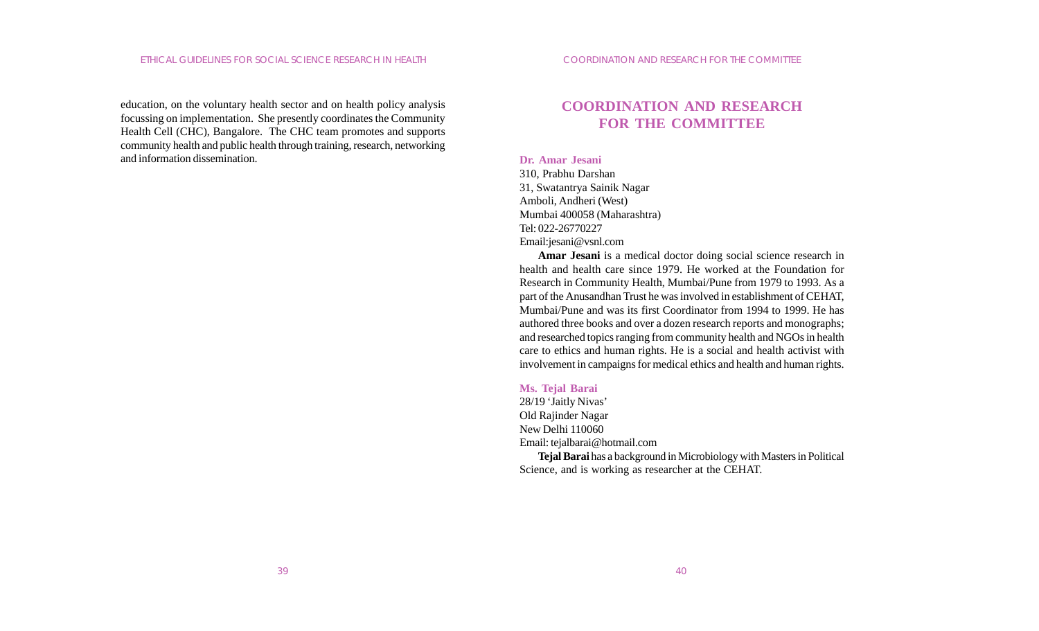education, on the voluntary health sector and on health policy analysis focussing on implementation. She presently coordinates the Community Health Cell (CHC), Bangalore. The CHC team promotes and supports community health and public health through training, research, networking and information dissemination.

# COORDINATION AND RESEARCH FOR THE COMMITTEE

### Dr. Amar Jesani

310, Prabhu Darshan
31, Swatantrya Sainik Nagar
Amboli, Andheri (West)
Mumbai 400058 (Maharashtra)
Tel: 022-26770227
Email:jesani@vsnl.com

**Amar Jesani** is a medical doctor doing social science research in health and health care since 1979. He worked at the Foundation for Research in Community Health, Mumbai/Pune from 1979 to 1993. As a part of the Anusandhan Trust he was involved in establishment of CEHAT, Mumbai/Pune and was its first Coordinator from 1994 to 1999. He has authored three books and over a dozen research reports and monographs; and researched topics ranging from community health and NGOs in health care to ethics and human rights. He is a social and health activist with involvement in campaigns for medical ethics and health and human rights.

### Ms. Tejal Barai

28/19 'Jaitly Nivas'
Old Rajinder Nagar
New Delhi 110060
Email: tejalbarai@hotmail.com

**Tejal Barai** has a background in Microbiology with Masters in Political Science, and is working as researcher at the CEHAT.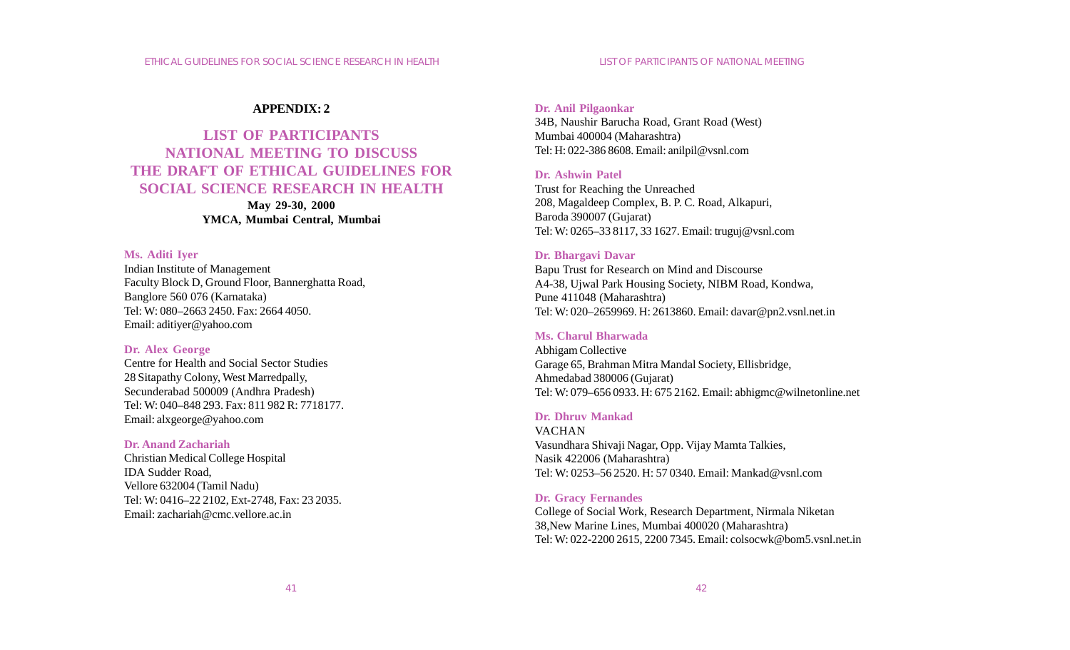**APPENDIX: 2**

# LIST OF PARTICIPANTS NATIONAL MEETING TO DISCUSS THE DRAFT OF ETHICAL GUIDELINES FOR SOCIAL SCIENCE RESEARCH IN HEALTH

**May 29-30, 2000**
**YMCA, Mumbai Central, Mumbai**

**Ms. Aditi Iyer**
Indian Institute of Management
Faculty Block D, Ground Floor, Bannerghatta Road,
Banglore 560 076 (Karnataka)
Tel: W: 080–2663 2450. Fax: 2664 4050.
Email: aditiyer@yahoo.com

**Dr. Alex George**
Centre for Health and Social Sector Studies
28 Sitapathy Colony, West Marredpally,
Secunderabad 500009 (Andhra Pradesh)
Tel: W: 040–848 293. Fax: 811 982 R: 7718177.
Email: alxgeorge@yahoo.com

**Dr. Anand Zachariah**
Christian Medical College Hospital
IDA Sudder Road,
Vellore 632004 (Tamil Nadu)
Tel: W: 0416–22 2102, Ext-2748, Fax: 23 2035.
Email: zachariah@cmc.vellore.ac.in

**Dr. Anil Pilgaonkar**
34B, Naushir Barucha Road, Grant Road (West)
Mumbai 400004 (Maharashtra)
Tel: H: 022-386 8608. Email: anilpil@vsnl.com

**Dr. Ashwin Patel**
Trust for Reaching the Unreached
208, Magaldeep Complex, B. P. C. Road, Alkapuri,
Baroda 390007 (Gujarat)
Tel: W: 0265–33 8117, 33 1627. Email: truguj@vsnl.com

**Dr. Bhargavi Davar**
Bapu Trust for Research on Mind and Discourse
A4-38, Ujwal Park Housing Society, NIBM Road, Kondwa,
Pune 411048 (Maharashtra)
Tel: W: 020–2659969. H: 2613860. Email: davar@pn2.vsnl.net.in

**Ms. Charul Bharwada**
Abhigam Collective
Garage 65, Brahman Mitra Mandal Society, Ellisbridge,
Ahmedabad 380006 (Gujarat)
Tel: W: 079–656 0933. H: 675 2162. Email: abhigmc@wilnetonline.net

**Dr. Dhruv Mankad**
VACHAN
Vasundhara Shivaji Nagar, Opp. Vijay Mamta Talkies,
Nasik 422006 (Maharashtra)
Tel: W: 0253–56 2520. H: 57 0340. Email: Mankad@vsnl.com

**Dr. Gracy Fernandes**
College of Social Work, Research Department, Nirmala Niketan
38,New Marine Lines, Mumbai 400020 (Maharashtra)
Tel: W: 022-2200 2615, 2200 7345. Email: colsocwk@bom5.vsnl.net.in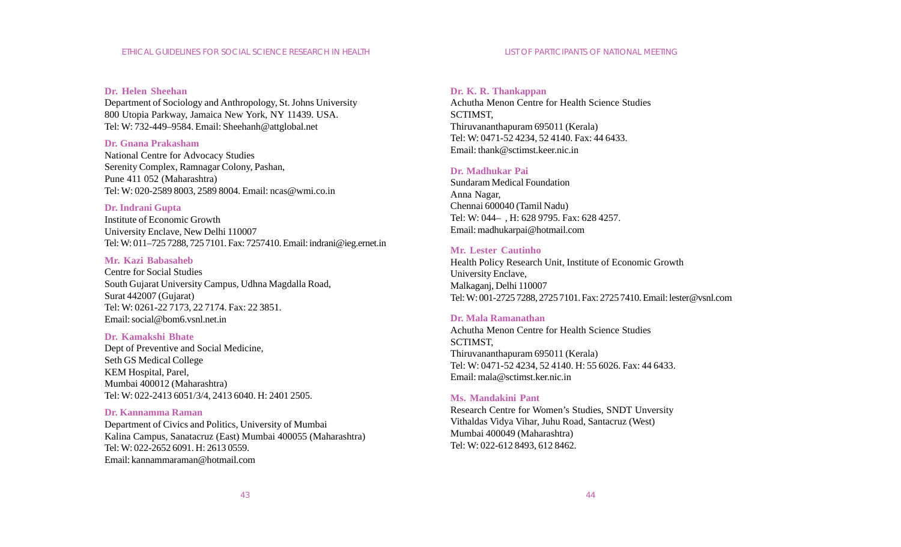**Dr. Helen Sheehan**
Department of Sociology and Anthropology, St. Johns University
800 Utopia Parkway, Jamaica New York, NY 11439. USA.
Tel: W: 732-449–9584. Email: Sheehanh@attglobal.net

**Dr. Gnana Prakasham**
National Centre for Advocacy Studies
Serenity Complex, Ramnagar Colony, Pashan,
Pune 411 052 (Maharashtra)
Tel: W: 020-2589 8003, 2589 8004. Email: ncas@wmi.co.in

**Dr. Indrani Gupta**
Institute of Economic Growth
University Enclave, New Delhi 110007
Tel: W: 011–725 7288, 725 7101. Fax: 7257410. Email: indrani@ieg.ernet.in

**Mr. Kazi Babasaheb**
Centre for Social Studies
South Gujarat University Campus, Udhna Magdalla Road,
Surat 442007 (Gujarat)
Tel: W: 0261-22 7173, 22 7174. Fax: 22 3851.
Email: social@bom6.vsnl.net.in

**Dr. Kamakshi Bhate**
Dept of Preventive and Social Medicine,
Seth GS Medical College
KEM Hospital, Parel,
Mumbai 400012 (Maharashtra)
Tel: W: 022-2413 6051/3/4, 2413 6040. H: 2401 2505.

**Dr. Kannamma Raman**
Department of Civics and Politics, University of Mumbai
Kalina Campus, Sanatacruz (East) Mumbai 400055 (Maharashtra)
Tel: W: 022-2652 6091. H: 2613 0559.
Email: kannammaraman@hotmail.com

**Dr. K. R. Thankappan**
Achutha Menon Centre for Health Science Studies
SCTIMST,
Thiruvananthapuram 695011 (Kerala)
Tel: W: 0471-52 4234, 52 4140. Fax: 44 6433.
Email: thank@sctimst.keer.nic.in

**Dr. Madhukar Pai**
Sundaram Medical Foundation
Anna Nagar,
Chennai 600040 (Tamil Nadu)
Tel: W: 044– , H: 628 9795. Fax: 628 4257.
Email: madhukarpai@hotmail.com

**Mr. Lester Cautinho**
Health Policy Research Unit, Institute of Economic Growth
University Enclave,
Malkaganj, Delhi 110007
Tel: W: 001-2725 7288, 2725 7101. Fax: 2725 7410. Email: lester@vsnl.com

**Dr. Mala Ramanathan**
Achutha Menon Centre for Health Science Studies
SCTIMST,
Thiruvananthapuram 695011 (Kerala)
Tel: W: 0471-52 4234, 52 4140. H: 55 6026. Fax: 44 6433.
Email: mala@sctimst.ker.nic.in

**Ms. Mandakini Pant**
Research Centre for Women's Studies, SNDT Unversity
Vithaldas Vidya Vihar, Juhu Road, Santacruz (West)
Mumbai 400049 (Maharashtra)
Tel: W: 022-612 8493, 612 8462.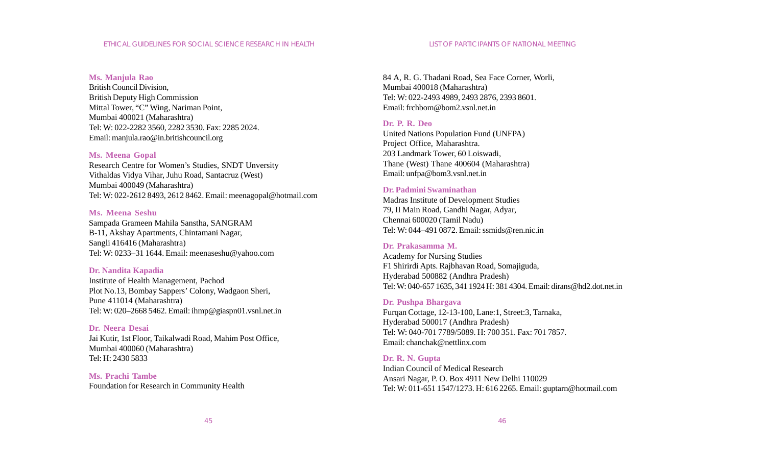**Ms. Manjula Rao**
British Council Division,
British Deputy High Commission
Mittal Tower, "C" Wing, Nariman Point,
Mumbai 400021 (Maharashtra)
Tel: W: 022-2282 3560, 2282 3530. Fax: 2285 2024.
Email: manjula.rao@in.britishcouncil.org

**Ms. Meena Gopal**
Research Centre for Women's Studies, SNDT Unversity
Vithaldas Vidya Vihar, Juhu Road, Santacruz (West)
Mumbai 400049 (Maharashtra)
Tel: W: 022-2612 8493, 2612 8462. Email: meenagopal@hotmail.com

**Ms. Meena Seshu**
Sampada Grameen Mahila Sanstha, SANGRAM
B-11, Akshay Apartments, Chintamani Nagar,
Sangli 416416 (Maharashtra)
Tel: W: 0233–31 1644. Email: meenaseshu@yahoo.com

**Dr. Nandita Kapadia**
Institute of Health Management, Pachod
Plot No.13, Bombay Sappers' Colony, Wadgaon Sheri,
Pune 411014 (Maharashtra)
Tel: W: 020–2668 5462. Email: ihmp@giaspn01.vsnl.net.in

**Dr. Neera Desai**
Jai Kutir, 1st Floor, Taikalwadi Road, Mahim Post Office,
Mumbai 400060 (Maharashtra)
Tel: H: 2430 5833

**Ms. Prachi Tambe**
Foundation for Research in Community Health
84 A, R. G. Thadani Road, Sea Face Corner, Worli,
Mumbai 400018 (Maharashtra)
Tel: W: 022-2493 4989, 2493 2876, 2393 8601.
Email: frchbom@bom2.vsnl.net.in

**Dr. P. R. Deo**
United Nations Population Fund (UNFPA)
Project Office, Maharashtra.
203 Landmark Tower, 60 Loiswadi,
Thane (West) Thane 400604 (Maharashtra)
Email: unfpa@bom3.vsnl.net.in

**Dr. Padmini Swaminathan**
Madras Institute of Development Studies
79, II Main Road, Gandhi Nagar, Adyar,
Chennai 600020 (Tamil Nadu)
Tel: W: 044–491 0872. Email: ssmids@ren.nic.in

**Dr. Prakasamma M.**
Academy for Nursing Studies
F1 Shirirdi Apts. Rajbhavan Road, Somajiguda,
Hyderabad 500882 (Andhra Pradesh)
Tel: W: 040-657 1635, 341 1924 H: 381 4304. Email: dirans@hd2.dot.net.in

**Dr. Pushpa Bhargava**
Furqan Cottage, 12-13-100, Lane:1, Street:3, Tarnaka,
Hyderabad 500017 (Andhra Pradesh)
Tel: W: 040-701 7789/5089. H: 700 351. Fax: 701 7857.
Email: chanchak@nettlinx.com

**Dr. R. N. Gupta**
Indian Council of Medical Research
Ansari Nagar, P. O. Box 4911 New Delhi 110029
Tel: W: 011-651 1547/1273. H: 616 2265. Email: guptarn@hotmail.com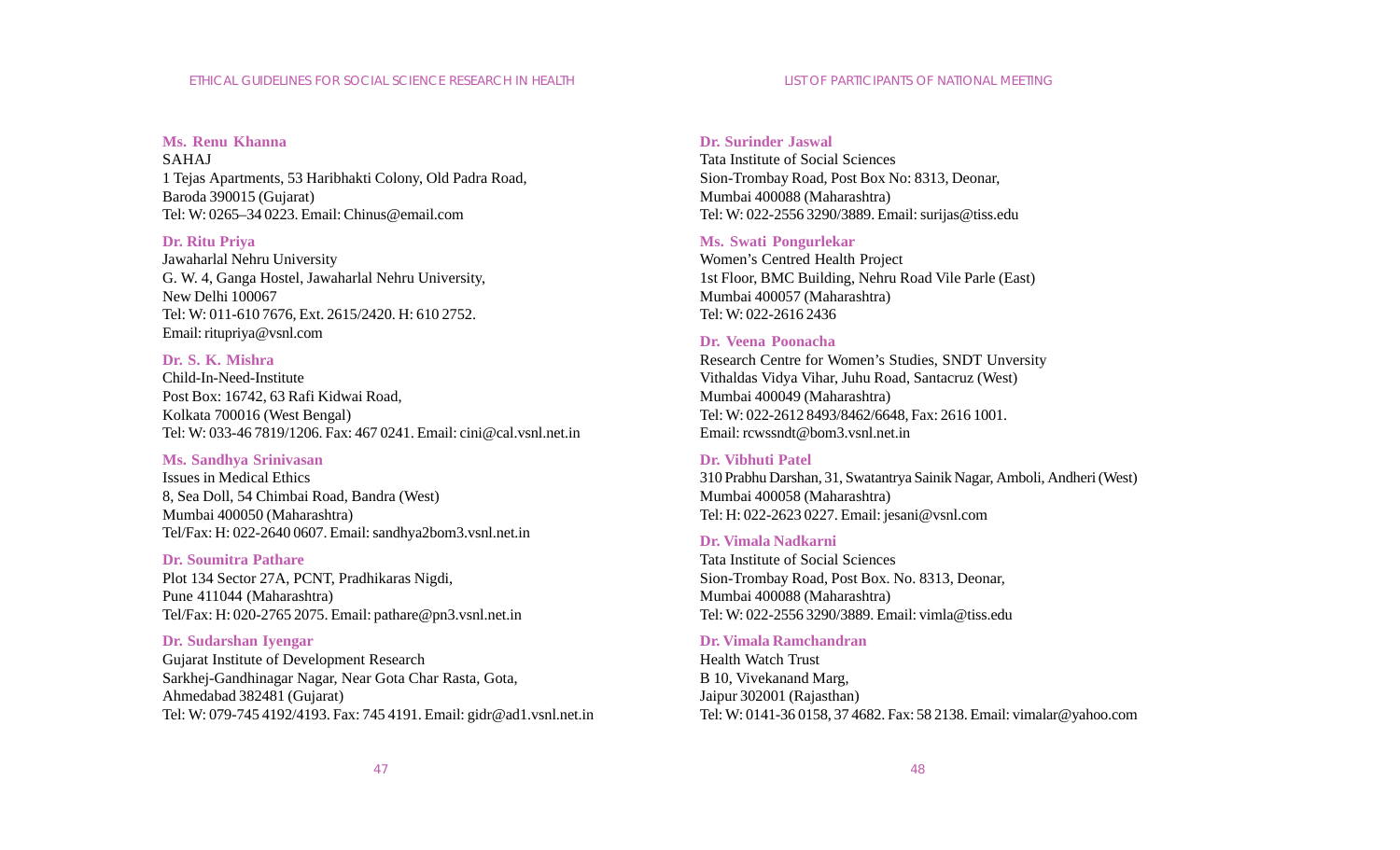**Ms. Renu Khanna**
SAHAJ
1 Tejas Apartments, 53 Haribhakti Colony, Old Padra Road,
Baroda 390015 (Gujarat)
Tel: W: 0265–34 0223. Email: Chinus@email.com

**Dr. Ritu Priya**
Jawaharlal Nehru University
G. W. 4, Ganga Hostel, Jawaharlal Nehru University,
New Delhi 100067
Tel: W: 011-610 7676, Ext. 2615/2420. H: 610 2752.
Email: ritupriya@vsnl.com

**Dr. S. K. Mishra**
Child-In-Need-Institute
Post Box: 16742, 63 Rafi Kidwai Road,
Kolkata 700016 (West Bengal)
Tel: W: 033-46 7819/1206. Fax: 467 0241. Email: cini@cal.vsnl.net.in

**Ms. Sandhya Srinivasan**
Issues in Medical Ethics
8, Sea Doll, 54 Chimbai Road, Bandra (West)
Mumbai 400050 (Maharashtra)
Tel/Fax: H: 022-2640 0607. Email: sandhya2bom3.vsnl.net.in

**Dr. Soumitra Pathare**
Plot 134 Sector 27A, PCNT, Pradhikaras Nigdi,
Pune 411044 (Maharashtra)
Tel/Fax: H: 020-2765 2075. Email: pathare@pn3.vsnl.net.in

**Dr. Sudarshan Iyengar**
Gujarat Institute of Development Research
Sarkhej-Gandhinagar Nagar, Near Gota Char Rasta, Gota,
Ahmedabad 382481 (Gujarat)
Tel: W: 079-745 4192/4193. Fax: 745 4191. Email: gidr@ad1.vsnl.net.in

**Dr. Surinder Jaswal**
Tata Institute of Social Sciences
Sion-Trombay Road, Post Box No: 8313, Deonar,
Mumbai 400088 (Maharashtra)
Tel: W: 022-2556 3290/3889. Email: surijas@tiss.edu

**Ms. Swati Pongurlekar**
Women's Centred Health Project
1st Floor, BMC Building, Nehru Road Vile Parle (East)
Mumbai 400057 (Maharashtra)
Tel: W: 022-2616 2436

**Dr. Veena Poonacha**
Research Centre for Women's Studies, SNDT Unversity
Vithaldas Vidya Vihar, Juhu Road, Santacruz (West)
Mumbai 400049 (Maharashtra)
Tel: W: 022-2612 8493/8462/6648, Fax: 2616 1001.
Email: rcwssndt@bom3.vsnl.net.in

**Dr. Vibhuti Patel**
310 Prabhu Darshan, 31, Swatantrya Sainik Nagar, Amboli, Andheri (West)
Mumbai 400058 (Maharashtra)
Tel: H: 022-2623 0227. Email: jesani@vsnl.com

**Dr. Vimala Nadkarni**
Tata Institute of Social Sciences
Sion-Trombay Road, Post Box. No. 8313, Deonar,
Mumbai 400088 (Maharashtra)
Tel: W: 022-2556 3290/3889. Email: vimla@tiss.edu

**Dr. Vimala Ramchandran**
Health Watch Trust
B 10, Vivekanand Marg,
Jaipur 302001 (Rajasthan)
Tel: W: 0141-36 0158, 37 4682. Fax: 58 2138. Email: vimalar@yahoo.com